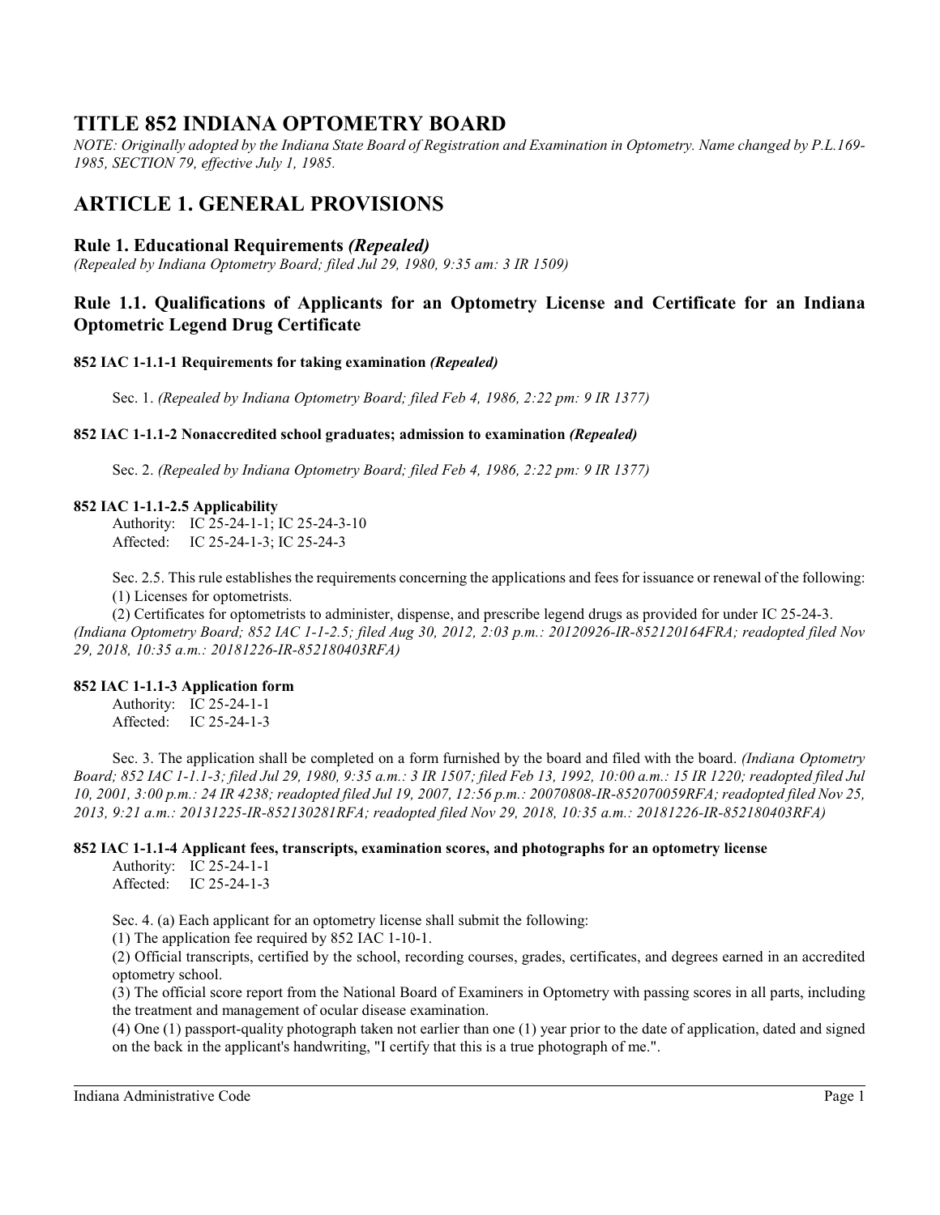# TITLE 852 INDIANA OPTOMETRY BOARD

*NOTE: Originally adopted by the Indiana State Board of Registration and Examination in Optometry. Name changed by P.L.169-1985, SECTION 79, effective July 1, 1985.*

# ARTICLE 1. GENERAL PROVISIONS

### Rule 1. Educational Requirements *(Repealed)*

*(Repealed by Indiana Optometry Board; filed Jul 29, 1980, 9:35 am: 3 IR 1509)*

### Rule 1.1. Qualifications of Applicants for an Optometry License and Certificate for an Indiana Optometric Legend Drug Certificate

**852 IAC 1-1.1-1 Requirements for taking examination *(Repealed)***

Sec. 1. *(Repealed by Indiana Optometry Board; filed Feb 4, 1986, 2:22 pm: 9 IR 1377)*

**852 IAC 1-1.1-2 Nonaccredited school graduates; admission to examination *(Repealed)***

Sec. 2. *(Repealed by Indiana Optometry Board; filed Feb 4, 1986, 2:22 pm: 9 IR 1377)*

**852 IAC 1-1.1-2.5 Applicability**

Authority: IC 25-24-1-1; IC 25-24-3-10
Affected: IC 25-24-1-3; IC 25-24-3

Sec. 2.5. This rule establishes the requirements concerning the applications and fees for issuance or renewal of the following:
(1) Licenses for optometrists.
(2) Certificates for optometrists to administer, dispense, and prescribe legend drugs as provided for under IC 25-24-3.
*(Indiana Optometry Board; 852 IAC 1-1-2.5; filed Aug 30, 2012, 2:03 p.m.: 20120926-IR-852120164FRA; readopted filed Nov 29, 2018, 10:35 a.m.: 20181226-IR-852180403RFA)*

**852 IAC 1-1.1-3 Application form**

Authority: IC 25-24-1-1
Affected: IC 25-24-1-3

Sec. 3. The application shall be completed on a form furnished by the board and filed with the board. *(Indiana Optometry Board; 852 IAC 1-1.1-3; filed Jul 29, 1980, 9:35 a.m.: 3 IR 1507; filed Feb 13, 1992, 10:00 a.m.: 15 IR 1220; readopted filed Jul 10, 2001, 3:00 p.m.: 24 IR 4238; readopted filed Jul 19, 2007, 12:56 p.m.: 20070808-IR-852070059RFA; readopted filed Nov 25, 2013, 9:21 a.m.: 20131225-IR-852130281RFA; readopted filed Nov 29, 2018, 10:35 a.m.: 20181226-IR-852180403RFA)*

**852 IAC 1-1.1-4 Applicant fees, transcripts, examination scores, and photographs for an optometry license**

Authority: IC 25-24-1-1
Affected: IC 25-24-1-3

Sec. 4. (a) Each applicant for an optometry license shall submit the following:
(1) The application fee required by 852 IAC 1-10-1.
(2) Official transcripts, certified by the school, recording courses, grades, certificates, and degrees earned in an accredited optometry school.
(3) The official score report from the National Board of Examiners in Optometry with passing scores in all parts, including the treatment and management of ocular disease examination.
(4) One (1) passport-quality photograph taken not earlier than one (1) year prior to the date of application, dated and signed on the back in the applicant's handwriting, "I certify that this is a true photograph of me.".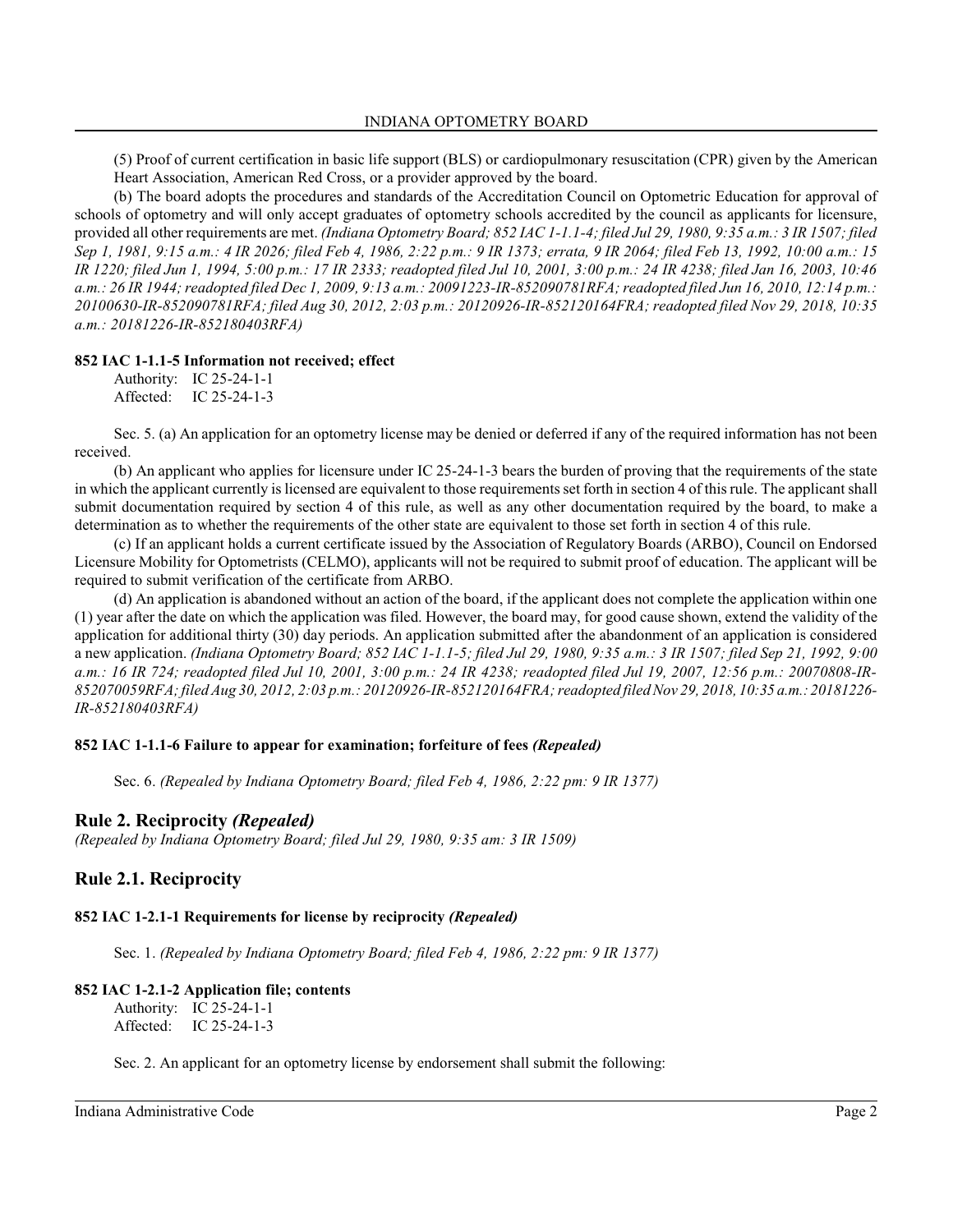(5) Proof of current certification in basic life support (BLS) or cardiopulmonary resuscitation (CPR) given by the American Heart Association, American Red Cross, or a provider approved by the board.

(b) The board adopts the procedures and standards of the Accreditation Council on Optometric Education for approval of schools of optometry and will only accept graduates of optometry schools accredited by the council as applicants for licensure, provided all other requirements are met. *(Indiana Optometry Board; 852 IAC 1-1.1-4; filed Jul 29, 1980, 9:35 a.m.: 3 IR 1507; filed Sep 1, 1981, 9:15 a.m.: 4 IR 2026; filed Feb 4, 1986, 2:22 p.m.: 9 IR 1373; errata, 9 IR 2064; filed Feb 13, 1992, 10:00 a.m.: 15 IR 1220; filed Jun 1, 1994, 5:00 p.m.: 17 IR 2333; readopted filed Jul 10, 2001, 3:00 p.m.: 24 IR 4238; filed Jan 16, 2003, 10:46 a.m.: 26 IR 1944; readopted filed Dec 1, 2009, 9:13 a.m.: 20091223-IR-852090781RFA; readopted filed Jun 16, 2010, 12:14 p.m.: 20100630-IR-852090781RFA; filed Aug 30, 2012, 2:03 p.m.: 20120926-IR-852120164FRA; readopted filed Nov 29, 2018, 10:35 a.m.: 20181226-IR-852180403RFA)*

#### 852 IAC 1-1.1-5 Information not received; effect

Authority: IC 25-24-1-1
Affected: IC 25-24-1-3

Sec. 5. (a) An application for an optometry license may be denied or deferred if any of the required information has not been received.

(b) An applicant who applies for licensure under IC 25-24-1-3 bears the burden of proving that the requirements of the state in which the applicant currently is licensed are equivalent to those requirements set forth in section 4 of this rule. The applicant shall submit documentation required by section 4 of this rule, as well as any other documentation required by the board, to make a determination as to whether the requirements of the other state are equivalent to those set forth in section 4 of this rule.

(c) If an applicant holds a current certificate issued by the Association of Regulatory Boards (ARBO), Council on Endorsed Licensure Mobility for Optometrists (CELMO), applicants will not be required to submit proof of education. The applicant will be required to submit verification of the certificate from ARBO.

(d) An application is abandoned without an action of the board, if the applicant does not complete the application within one (1) year after the date on which the application was filed. However, the board may, for good cause shown, extend the validity of the application for additional thirty (30) day periods. An application submitted after the abandonment of an application is considered a new application. *(Indiana Optometry Board; 852 IAC 1-1.1-5; filed Jul 29, 1980, 9:35 a.m.: 3 IR 1507; filed Sep 21, 1992, 9:00 a.m.: 16 IR 724; readopted filed Jul 10, 2001, 3:00 p.m.: 24 IR 4238; readopted filed Jul 19, 2007, 12:56 p.m.: 20070808-IR-852070059RFA; filed Aug 30, 2012, 2:03 p.m.: 20120926-IR-852120164FRA; readopted filed Nov 29, 2018, 10:35 a.m.: 20181226-IR-852180403RFA)*

#### 852 IAC 1-1.1-6 Failure to appear for examination; forfeiture of fees *(Repealed)*

Sec. 6. *(Repealed by Indiana Optometry Board; filed Feb 4, 1986, 2:22 pm: 9 IR 1377)*

## Rule 2. Reciprocity *(Repealed)*

*(Repealed by Indiana Optometry Board; filed Jul 29, 1980, 9:35 am: 3 IR 1509)*

## Rule 2.1. Reciprocity

#### 852 IAC 1-2.1-1 Requirements for license by reciprocity *(Repealed)*

Sec. 1. *(Repealed by Indiana Optometry Board; filed Feb 4, 1986, 2:22 pm: 9 IR 1377)*

#### 852 IAC 1-2.1-2 Application file; contents

Authority: IC 25-24-1-1
Affected: IC 25-24-1-3

Sec. 2. An applicant for an optometry license by endorsement shall submit the following: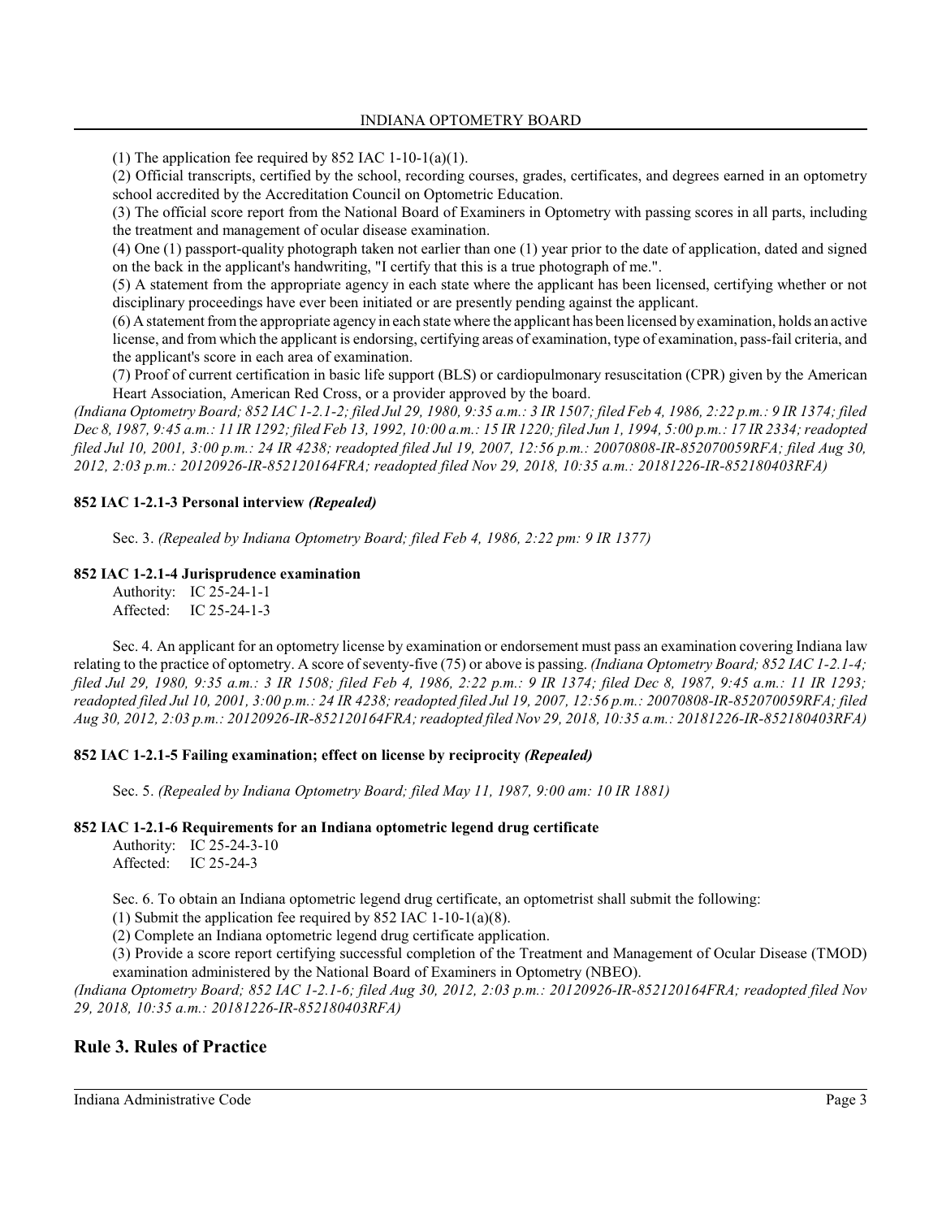(1) The application fee required by 852 IAC 1-10-1(a)(1).

(2) Official transcripts, certified by the school, recording courses, grades, certificates, and degrees earned in an optometry school accredited by the Accreditation Council on Optometric Education.

(3) The official score report from the National Board of Examiners in Optometry with passing scores in all parts, including the treatment and management of ocular disease examination.

(4) One (1) passport-quality photograph taken not earlier than one (1) year prior to the date of application, dated and signed on the back in the applicant's handwriting, "I certify that this is a true photograph of me.".

(5) A statement from the appropriate agency in each state where the applicant has been licensed, certifying whether or not disciplinary proceedings have ever been initiated or are presently pending against the applicant.

(6) A statement from the appropriate agency in each state where the applicant has been licensed by examination, holds an active license, and from which the applicant is endorsing, certifying areas of examination, type of examination, pass-fail criteria, and the applicant's score in each area of examination.

(7) Proof of current certification in basic life support (BLS) or cardiopulmonary resuscitation (CPR) given by the American Heart Association, American Red Cross, or a provider approved by the board.

*(Indiana Optometry Board; 852 IAC 1-2.1-2; filed Jul 29, 1980, 9:35 a.m.: 3 IR 1507; filed Feb 4, 1986, 2:22 p.m.: 9 IR 1374; filed Dec 8, 1987, 9:45 a.m.: 11 IR 1292; filed Feb 13, 1992, 10:00 a.m.: 15 IR 1220; filed Jun 1, 1994, 5:00 p.m.: 17 IR 2334; readopted filed Jul 10, 2001, 3:00 p.m.: 24 IR 4238; readopted filed Jul 19, 2007, 12:56 p.m.: 20070808-IR-852070059RFA; filed Aug 30, 2012, 2:03 p.m.: 20120926-IR-852120164FRA; readopted filed Nov 29, 2018, 10:35 a.m.: 20181226-IR-852180403RFA)*

**852 IAC 1-2.1-3 Personal interview *(Repealed)***

Sec. 3. *(Repealed by Indiana Optometry Board; filed Feb 4, 1986, 2:22 pm: 9 IR 1377)*

**852 IAC 1-2.1-4 Jurisprudence examination**

Authority: IC 25-24-1-1
Affected: IC 25-24-1-3

Sec. 4. An applicant for an optometry license by examination or endorsement must pass an examination covering Indiana law relating to the practice of optometry. A score of seventy-five (75) or above is passing. *(Indiana Optometry Board; 852 IAC 1-2.1-4; filed Jul 29, 1980, 9:35 a.m.: 3 IR 1508; filed Feb 4, 1986, 2:22 p.m.: 9 IR 1374; filed Dec 8, 1987, 9:45 a.m.: 11 IR 1293; readopted filed Jul 10, 2001, 3:00 p.m.: 24 IR 4238; readopted filed Jul 19, 2007, 12:56 p.m.: 20070808-IR-852070059RFA; filed Aug 30, 2012, 2:03 p.m.: 20120926-IR-852120164FRA; readopted filed Nov 29, 2018, 10:35 a.m.: 20181226-IR-852180403RFA)*

**852 IAC 1-2.1-5 Failing examination; effect on license by reciprocity *(Repealed)***

Sec. 5. *(Repealed by Indiana Optometry Board; filed May 11, 1987, 9:00 am: 10 IR 1881)*

**852 IAC 1-2.1-6 Requirements for an Indiana optometric legend drug certificate**

Authority: IC 25-24-3-10
Affected: IC 25-24-3

Sec. 6. To obtain an Indiana optometric legend drug certificate, an optometrist shall submit the following:

(1) Submit the application fee required by 852 IAC 1-10-1(a)(8).

(2) Complete an Indiana optometric legend drug certificate application.

(3) Provide a score report certifying successful completion of the Treatment and Management of Ocular Disease (TMOD) examination administered by the National Board of Examiners in Optometry (NBEO).

*(Indiana Optometry Board; 852 IAC 1-2.1-6; filed Aug 30, 2012, 2:03 p.m.: 20120926-IR-852120164FRA; readopted filed Nov 29, 2018, 10:35 a.m.: 20181226-IR-852180403RFA)*

## Rule 3. Rules of Practice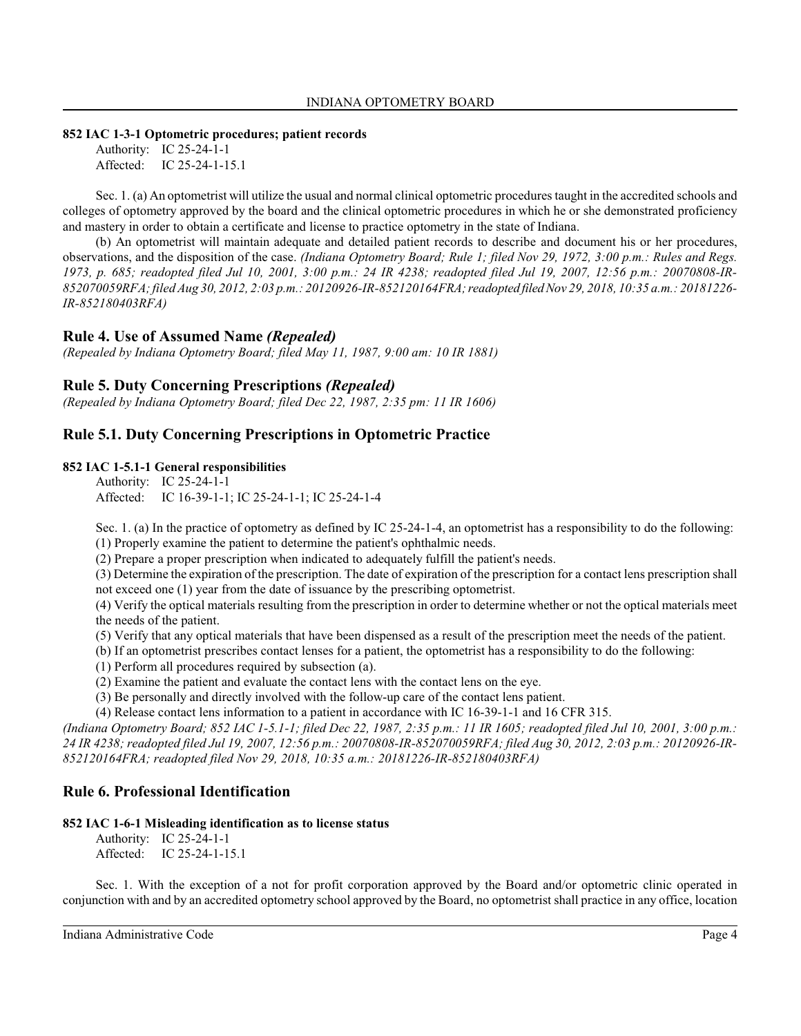**852 IAC 1-3-1 Optometric procedures; patient records**

Authority: IC 25-24-1-1
Affected: IC 25-24-1-15.1

Sec. 1. (a) An optometrist will utilize the usual and normal clinical optometric procedures taught in the accredited schools and colleges of optometry approved by the board and the clinical optometric procedures in which he or she demonstrated proficiency and mastery in order to obtain a certificate and license to practice optometry in the state of Indiana.

(b) An optometrist will maintain adequate and detailed patient records to describe and document his or her procedures, observations, and the disposition of the case. *(Indiana Optometry Board; Rule 1; filed Nov 29, 1972, 3:00 p.m.: Rules and Regs. 1973, p. 685; readopted filed Jul 10, 2001, 3:00 p.m.: 24 IR 4238; readopted filed Jul 19, 2007, 12:56 p.m.: 20070808-IR-852070059RFA; filed Aug 30, 2012, 2:03 p.m.: 20120926-IR-852120164FRA; readopted filed Nov 29, 2018, 10:35 a.m.: 20181226-IR-852180403RFA)*

## Rule 4. Use of Assumed Name *(Repealed)*

*(Repealed by Indiana Optometry Board; filed May 11, 1987, 9:00 am: 10 IR 1881)*

## Rule 5. Duty Concerning Prescriptions *(Repealed)*

*(Repealed by Indiana Optometry Board; filed Dec 22, 1987, 2:35 pm: 11 IR 1606)*

## Rule 5.1. Duty Concerning Prescriptions in Optometric Practice

**852 IAC 1-5.1-1 General responsibilities**

Authority: IC 25-24-1-1
Affected: IC 16-39-1-1; IC 25-24-1-1; IC 25-24-1-4

Sec. 1. (a) In the practice of optometry as defined by IC 25-24-1-4, an optometrist has a responsibility to do the following:

(1) Properly examine the patient to determine the patient's ophthalmic needs.

(2) Prepare a proper prescription when indicated to adequately fulfill the patient's needs.

(3) Determine the expiration of the prescription. The date of expiration of the prescription for a contact lens prescription shall not exceed one (1) year from the date of issuance by the prescribing optometrist.

(4) Verify the optical materials resulting from the prescription in order to determine whether or not the optical materials meet the needs of the patient.

(5) Verify that any optical materials that have been dispensed as a result of the prescription meet the needs of the patient.

(b) If an optometrist prescribes contact lenses for a patient, the optometrist has a responsibility to do the following:

(1) Perform all procedures required by subsection (a).

(2) Examine the patient and evaluate the contact lens with the contact lens on the eye.

(3) Be personally and directly involved with the follow-up care of the contact lens patient.

(4) Release contact lens information to a patient in accordance with IC 16-39-1-1 and 16 CFR 315.

*(Indiana Optometry Board; 852 IAC 1-5.1-1; filed Dec 22, 1987, 2:35 p.m.: 11 IR 1605; readopted filed Jul 10, 2001, 3:00 p.m.: 24 IR 4238; readopted filed Jul 19, 2007, 12:56 p.m.: 20070808-IR-852070059RFA; filed Aug 30, 2012, 2:03 p.m.: 20120926-IR-852120164FRA; readopted filed Nov 29, 2018, 10:35 a.m.: 20181226-IR-852180403RFA)*

## Rule 6. Professional Identification

**852 IAC 1-6-1 Misleading identification as to license status**

Authority: IC 25-24-1-1
Affected: IC 25-24-1-15.1

Sec. 1. With the exception of a not for profit corporation approved by the Board and/or optometric clinic operated in conjunction with and by an accredited optometry school approved by the Board, no optometrist shall practice in any office, location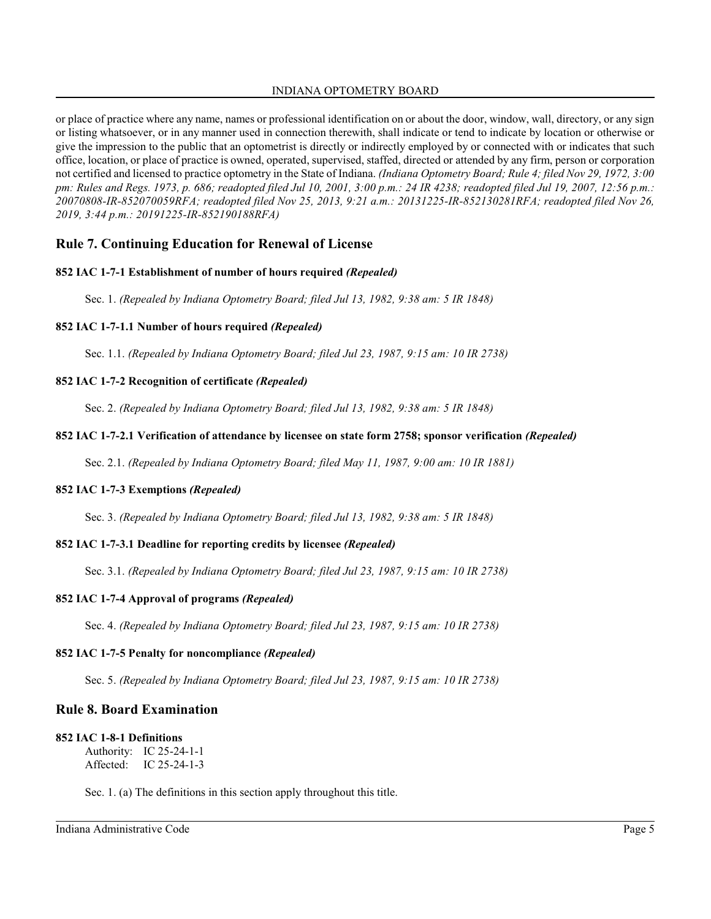or place of practice where any name, names or professional identification on or about the door, window, wall, directory, or any sign or listing whatsoever, or in any manner used in connection therewith, shall indicate or tend to indicate by location or otherwise or give the impression to the public that an optometrist is directly or indirectly employed by or connected with or indicates that such office, location, or place of practice is owned, operated, supervised, staffed, directed or attended by any firm, person or corporation not certified and licensed to practice optometry in the State of Indiana. *(Indiana Optometry Board; Rule 4; filed Nov 29, 1972, 3:00 pm: Rules and Regs. 1973, p. 686; readopted filed Jul 10, 2001, 3:00 p.m.: 24 IR 4238; readopted filed Jul 19, 2007, 12:56 p.m.: 20070808-IR-852070059RFA; readopted filed Nov 25, 2013, 9:21 a.m.: 20131225-IR-852130281RFA; readopted filed Nov 26, 2019, 3:44 p.m.: 20191225-IR-852190188RFA)*

## Rule 7. Continuing Education for Renewal of License

### 852 IAC 1-7-1 Establishment of number of hours required *(Repealed)*

Sec. 1. *(Repealed by Indiana Optometry Board; filed Jul 13, 1982, 9:38 am: 5 IR 1848)*

### 852 IAC 1-7-1.1 Number of hours required *(Repealed)*

Sec. 1.1. *(Repealed by Indiana Optometry Board; filed Jul 23, 1987, 9:15 am: 10 IR 2738)*

### 852 IAC 1-7-2 Recognition of certificate *(Repealed)*

Sec. 2. *(Repealed by Indiana Optometry Board; filed Jul 13, 1982, 9:38 am: 5 IR 1848)*

### 852 IAC 1-7-2.1 Verification of attendance by licensee on state form 2758; sponsor verification *(Repealed)*

Sec. 2.1. *(Repealed by Indiana Optometry Board; filed May 11, 1987, 9:00 am: 10 IR 1881)*

### 852 IAC 1-7-3 Exemptions *(Repealed)*

Sec. 3. *(Repealed by Indiana Optometry Board; filed Jul 13, 1982, 9:38 am: 5 IR 1848)*

### 852 IAC 1-7-3.1 Deadline for reporting credits by licensee *(Repealed)*

Sec. 3.1. *(Repealed by Indiana Optometry Board; filed Jul 23, 1987, 9:15 am: 10 IR 2738)*

### 852 IAC 1-7-4 Approval of programs *(Repealed)*

Sec. 4. *(Repealed by Indiana Optometry Board; filed Jul 23, 1987, 9:15 am: 10 IR 2738)*

### 852 IAC 1-7-5 Penalty for noncompliance *(Repealed)*

Sec. 5. *(Repealed by Indiana Optometry Board; filed Jul 23, 1987, 9:15 am: 10 IR 2738)*

## Rule 8. Board Examination

### 852 IAC 1-8-1 Definitions

Authority: IC 25-24-1-1
Affected: IC 25-24-1-3

Sec. 1. (a) The definitions in this section apply throughout this title.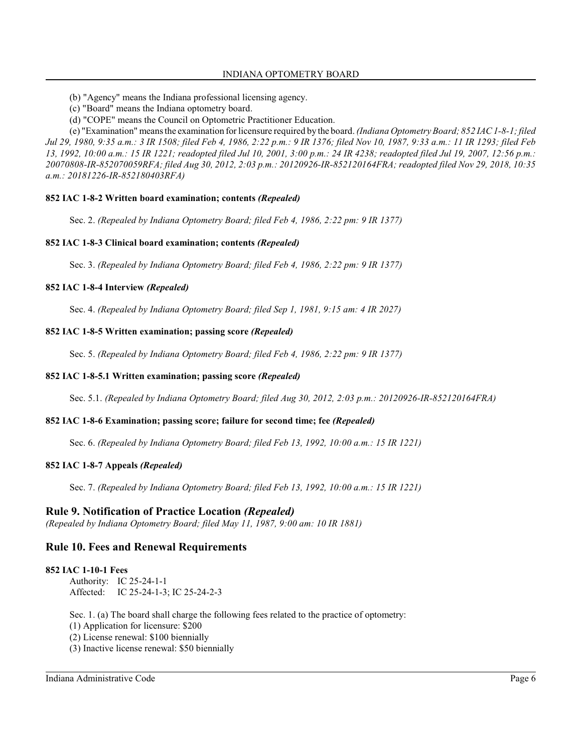(b) "Agency" means the Indiana professional licensing agency.

(c) "Board" means the Indiana optometry board.

(d) "COPE" means the Council on Optometric Practitioner Education.

(e) "Examination" means the examination for licensure required by the board. *(Indiana Optometry Board; 852 IAC 1-8-1; filed Jul 29, 1980, 9:35 a.m.: 3 IR 1508; filed Feb 4, 1986, 2:22 p.m.: 9 IR 1376; filed Nov 10, 1987, 9:33 a.m.: 11 IR 1293; filed Feb 13, 1992, 10:00 a.m.: 15 IR 1221; readopted filed Jul 10, 2001, 3:00 p.m.: 24 IR 4238; readopted filed Jul 19, 2007, 12:56 p.m.: 20070808-IR-852070059RFA; filed Aug 30, 2012, 2:03 p.m.: 20120926-IR-852120164FRA; readopted filed Nov 29, 2018, 10:35 a.m.: 20181226-IR-852180403RFA)*

#### 852 IAC 1-8-2 Written board examination; contents *(Repealed)*

Sec. 2. *(Repealed by Indiana Optometry Board; filed Feb 4, 1986, 2:22 pm: 9 IR 1377)*

#### 852 IAC 1-8-3 Clinical board examination; contents *(Repealed)*

Sec. 3. *(Repealed by Indiana Optometry Board; filed Feb 4, 1986, 2:22 pm: 9 IR 1377)*

#### 852 IAC 1-8-4 Interview *(Repealed)*

Sec. 4. *(Repealed by Indiana Optometry Board; filed Sep 1, 1981, 9:15 am: 4 IR 2027)*

#### 852 IAC 1-8-5 Written examination; passing score *(Repealed)*

Sec. 5. *(Repealed by Indiana Optometry Board; filed Feb 4, 1986, 2:22 pm: 9 IR 1377)*

#### 852 IAC 1-8-5.1 Written examination; passing score *(Repealed)*

Sec. 5.1. *(Repealed by Indiana Optometry Board; filed Aug 30, 2012, 2:03 p.m.: 20120926-IR-852120164FRA)*

#### 852 IAC 1-8-6 Examination; passing score; failure for second time; fee *(Repealed)*

Sec. 6. *(Repealed by Indiana Optometry Board; filed Feb 13, 1992, 10:00 a.m.: 15 IR 1221)*

#### 852 IAC 1-8-7 Appeals *(Repealed)*

Sec. 7. *(Repealed by Indiana Optometry Board; filed Feb 13, 1992, 10:00 a.m.: 15 IR 1221)*

## Rule 9. Notification of Practice Location *(Repealed)*

*(Repealed by Indiana Optometry Board; filed May 11, 1987, 9:00 am: 10 IR 1881)*

## Rule 10. Fees and Renewal Requirements

#### 852 IAC 1-10-1 Fees

Authority: IC 25-24-1-1
Affected: IC 25-24-1-3; IC 25-24-2-3

Sec. 1. (a) The board shall charge the following fees related to the practice of optometry:

(1) Application for licensure: $200

(2) License renewal: $100 biennially

(3) Inactive license renewal: $50 biennially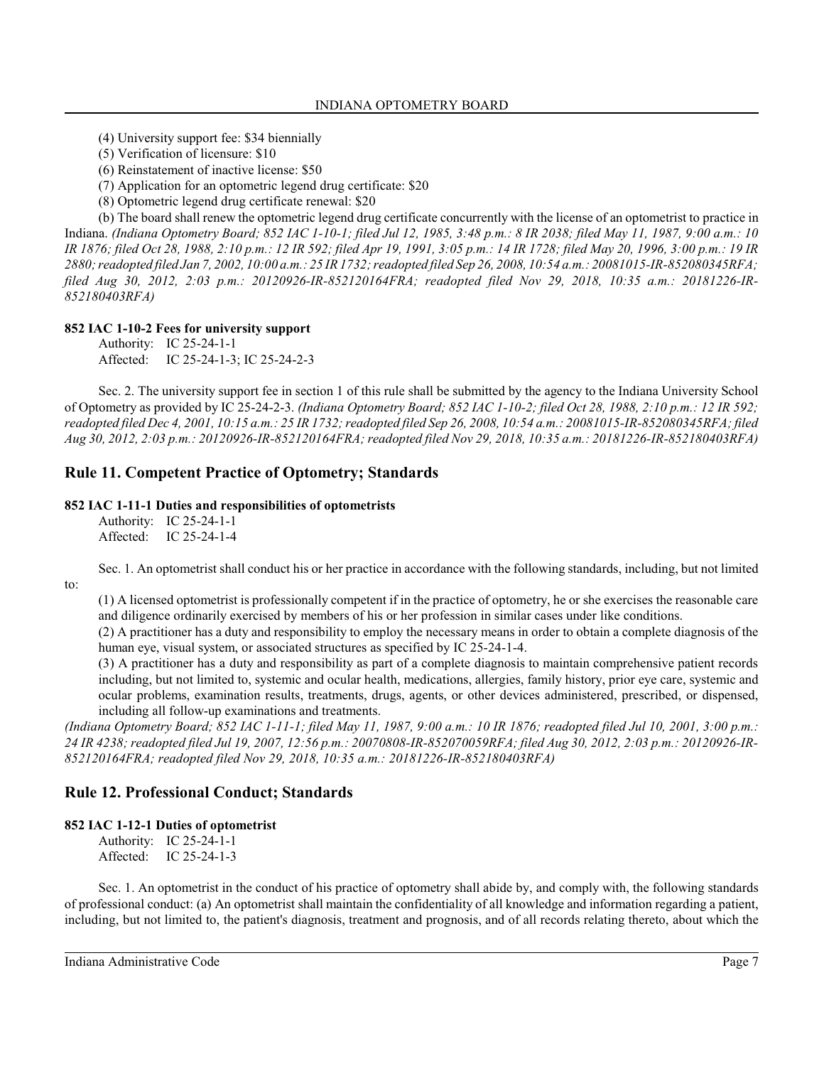(4) University support fee: $34 biennially

(5) Verification of licensure: $10

(6) Reinstatement of inactive license: $50

(7) Application for an optometric legend drug certificate: $20

(8) Optometric legend drug certificate renewal: $20

(b) The board shall renew the optometric legend drug certificate concurrently with the license of an optometrist to practice in Indiana. *(Indiana Optometry Board; 852 IAC 1-10-1; filed Jul 12, 1985, 3:48 p.m.: 8 IR 2038; filed May 11, 1987, 9:00 a.m.: 10 IR 1876; filed Oct 28, 1988, 2:10 p.m.: 12 IR 592; filed Apr 19, 1991, 3:05 p.m.: 14 IR 1728; filed May 20, 1996, 3:00 p.m.: 19 IR 2880; readopted filed Jan 7, 2002, 10:00 a.m.: 25 IR 1732; readopted filed Sep 26, 2008, 10:54 a.m.: 20081015-IR-852080345RFA; filed Aug 30, 2012, 2:03 p.m.: 20120926-IR-852120164FRA; readopted filed Nov 29, 2018, 10:35 a.m.: 20181226-IR-852180403RFA)*

**852 IAC 1-10-2 Fees for university support**

Authority: IC 25-24-1-1

Affected: IC 25-24-1-3; IC 25-24-2-3

Sec. 2. The university support fee in section 1 of this rule shall be submitted by the agency to the Indiana University School of Optometry as provided by IC 25-24-2-3. *(Indiana Optometry Board; 852 IAC 1-10-2; filed Oct 28, 1988, 2:10 p.m.: 12 IR 592; readopted filed Dec 4, 2001, 10:15 a.m.: 25 IR 1732; readopted filed Sep 26, 2008, 10:54 a.m.: 20081015-IR-852080345RFA; filed Aug 30, 2012, 2:03 p.m.: 20120926-IR-852120164FRA; readopted filed Nov 29, 2018, 10:35 a.m.: 20181226-IR-852180403RFA)*

## Rule 11. Competent Practice of Optometry; Standards

**852 IAC 1-11-1 Duties and responsibilities of optometrists**

Authority: IC 25-24-1-1

Affected: IC 25-24-1-4

Sec. 1. An optometrist shall conduct his or her practice in accordance with the following standards, including, but not limited to:

(1) A licensed optometrist is professionally competent if in the practice of optometry, he or she exercises the reasonable care and diligence ordinarily exercised by members of his or her profession in similar cases under like conditions.

(2) A practitioner has a duty and responsibility to employ the necessary means in order to obtain a complete diagnosis of the human eye, visual system, or associated structures as specified by IC 25-24-1-4.

(3) A practitioner has a duty and responsibility as part of a complete diagnosis to maintain comprehensive patient records including, but not limited to, systemic and ocular health, medications, allergies, family history, prior eye care, systemic and ocular problems, examination results, treatments, drugs, agents, or other devices administered, prescribed, or dispensed, including all follow-up examinations and treatments.

*(Indiana Optometry Board; 852 IAC 1-11-1; filed May 11, 1987, 9:00 a.m.: 10 IR 1876; readopted filed Jul 10, 2001, 3:00 p.m.: 24 IR 4238; readopted filed Jul 19, 2007, 12:56 p.m.: 20070808-IR-852070059RFA; filed Aug 30, 2012, 2:03 p.m.: 20120926-IR-852120164FRA; readopted filed Nov 29, 2018, 10:35 a.m.: 20181226-IR-852180403RFA)*

## Rule 12. Professional Conduct; Standards

**852 IAC 1-12-1 Duties of optometrist**

Authority: IC 25-24-1-1

Affected: IC 25-24-1-3

Sec. 1. An optometrist in the conduct of his practice of optometry shall abide by, and comply with, the following standards of professional conduct: (a) An optometrist shall maintain the confidentiality of all knowledge and information regarding a patient, including, but not limited to, the patient's diagnosis, treatment and prognosis, and of all records relating thereto, about which the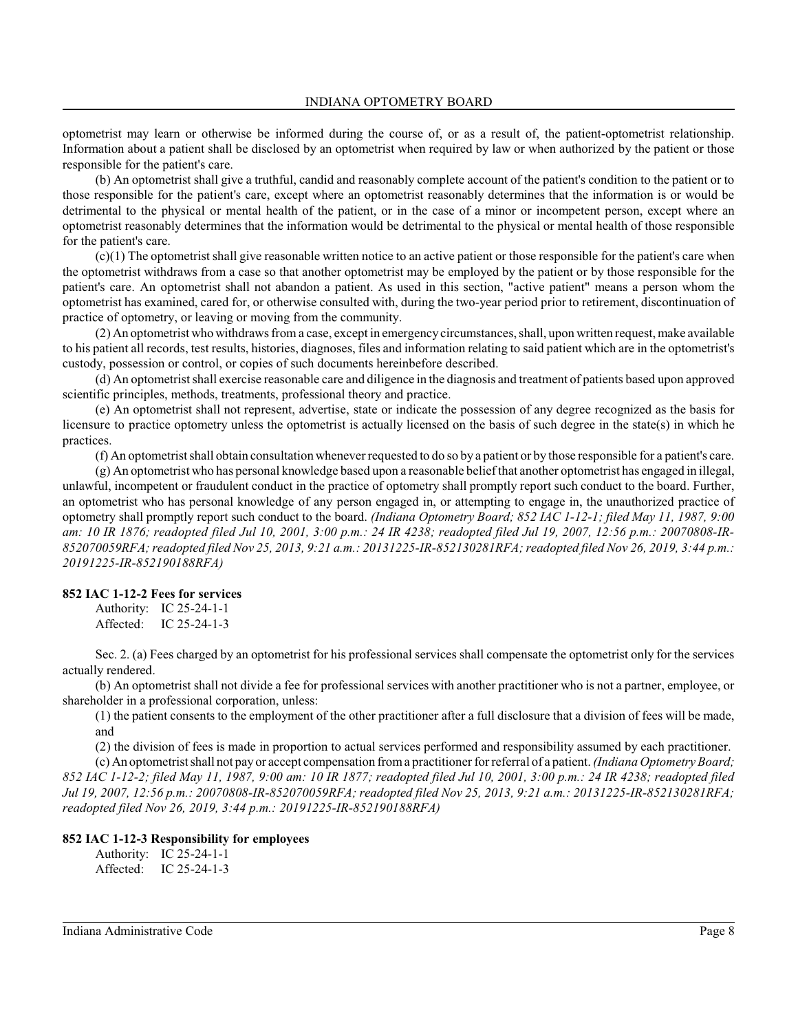optometrist may learn or otherwise be informed during the course of, or as a result of, the patient-optometrist relationship. Information about a patient shall be disclosed by an optometrist when required by law or when authorized by the patient or those responsible for the patient's care.

(b) An optometrist shall give a truthful, candid and reasonably complete account of the patient's condition to the patient or to those responsible for the patient's care, except where an optometrist reasonably determines that the information is or would be detrimental to the physical or mental health of the patient, or in the case of a minor or incompetent person, except where an optometrist reasonably determines that the information would be detrimental to the physical or mental health of those responsible for the patient's care.

(c)(1) The optometrist shall give reasonable written notice to an active patient or those responsible for the patient's care when the optometrist withdraws from a case so that another optometrist may be employed by the patient or by those responsible for the patient's care. An optometrist shall not abandon a patient. As used in this section, "active patient" means a person whom the optometrist has examined, cared for, or otherwise consulted with, during the two-year period prior to retirement, discontinuation of practice of optometry, or leaving or moving from the community.

(2) An optometrist who withdraws from a case, except in emergency circumstances, shall, upon written request, make available to his patient all records, test results, histories, diagnoses, files and information relating to said patient which are in the optometrist's custody, possession or control, or copies of such documents hereinbefore described.

(d) An optometrist shall exercise reasonable care and diligence in the diagnosis and treatment of patients based upon approved scientific principles, methods, treatments, professional theory and practice.

(e) An optometrist shall not represent, advertise, state or indicate the possession of any degree recognized as the basis for licensure to practice optometry unless the optometrist is actually licensed on the basis of such degree in the state(s) in which he practices.

(f) An optometrist shall obtain consultation whenever requested to do so by a patient or by those responsible for a patient's care.

(g) An optometrist who has personal knowledge based upon a reasonable belief that another optometrist has engaged in illegal, unlawful, incompetent or fraudulent conduct in the practice of optometry shall promptly report such conduct to the board. Further, an optometrist who has personal knowledge of any person engaged in, or attempting to engage in, the unauthorized practice of optometry shall promptly report such conduct to the board. *(Indiana Optometry Board; 852 IAC 1-12-1; filed May 11, 1987, 9:00 am: 10 IR 1876; readopted filed Jul 10, 2001, 3:00 p.m.: 24 IR 4238; readopted filed Jul 19, 2007, 12:56 p.m.: 20070808-IR-852070059RFA; readopted filed Nov 25, 2013, 9:21 a.m.: 20131225-IR-852130281RFA; readopted filed Nov 26, 2019, 3:44 p.m.: 20191225-IR-852190188RFA)*

**852 IAC 1-12-2 Fees for services**

Authority: IC 25-24-1-1
Affected: IC 25-24-1-3

Sec. 2. (a) Fees charged by an optometrist for his professional services shall compensate the optometrist only for the services actually rendered.

(b) An optometrist shall not divide a fee for professional services with another practitioner who is not a partner, employee, or shareholder in a professional corporation, unless:

(1) the patient consents to the employment of the other practitioner after a full disclosure that a division of fees will be made, and

(2) the division of fees is made in proportion to actual services performed and responsibility assumed by each practitioner.

(c) An optometrist shall not pay or accept compensation from a practitioner for referral of a patient. *(Indiana Optometry Board; 852 IAC 1-12-2; filed May 11, 1987, 9:00 am: 10 IR 1877; readopted filed Jul 10, 2001, 3:00 p.m.: 24 IR 4238; readopted filed Jul 19, 2007, 12:56 p.m.: 20070808-IR-852070059RFA; readopted filed Nov 25, 2013, 9:21 a.m.: 20131225-IR-852130281RFA; readopted filed Nov 26, 2019, 3:44 p.m.: 20191225-IR-852190188RFA)*

**852 IAC 1-12-3 Responsibility for employees**

Authority: IC 25-24-1-1
Affected: IC 25-24-1-3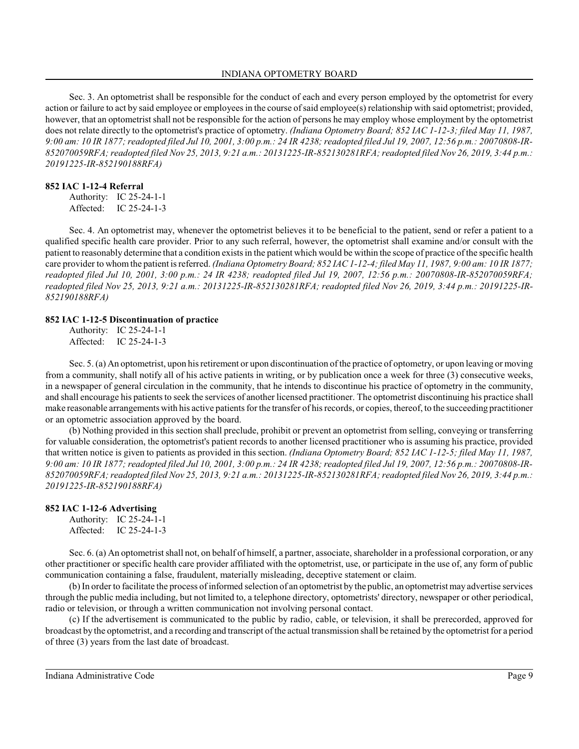Sec. 3. An optometrist shall be responsible for the conduct of each and every person employed by the optometrist for every action or failure to act by said employee or employees in the course of said employee(s) relationship with said optometrist; provided, however, that an optometrist shall not be responsible for the action of persons he may employ whose employment by the optometrist does not relate directly to the optometrist's practice of optometry. *(Indiana Optometry Board; 852 IAC 1-12-3; filed May 11, 1987, 9:00 am: 10 IR 1877; readopted filed Jul 10, 2001, 3:00 p.m.: 24 IR 4238; readopted filed Jul 19, 2007, 12:56 p.m.: 20070808-IR-852070059RFA; readopted filed Nov 25, 2013, 9:21 a.m.: 20131225-IR-852130281RFA; readopted filed Nov 26, 2019, 3:44 p.m.: 20191225-IR-852190188RFA)*

**852 IAC 1-12-4 Referral**

Authority: IC 25-24-1-1
Affected: IC 25-24-1-3

Sec. 4. An optometrist may, whenever the optometrist believes it to be beneficial to the patient, send or refer a patient to a qualified specific health care provider. Prior to any such referral, however, the optometrist shall examine and/or consult with the patient to reasonably determine that a condition exists in the patient which would be within the scope of practice of the specific health care provider to whom the patient is referred. *(Indiana Optometry Board; 852 IAC 1-12-4; filed May 11, 1987, 9:00 am: 10 IR 1877; readopted filed Jul 10, 2001, 3:00 p.m.: 24 IR 4238; readopted filed Jul 19, 2007, 12:56 p.m.: 20070808-IR-852070059RFA; readopted filed Nov 25, 2013, 9:21 a.m.: 20131225-IR-852130281RFA; readopted filed Nov 26, 2019, 3:44 p.m.: 20191225-IR-852190188RFA)*

**852 IAC 1-12-5 Discontinuation of practice**

Authority: IC 25-24-1-1
Affected: IC 25-24-1-3

Sec. 5. (a) An optometrist, upon his retirement or upon discontinuation of the practice of optometry, or upon leaving or moving from a community, shall notify all of his active patients in writing, or by publication once a week for three (3) consecutive weeks, in a newspaper of general circulation in the community, that he intends to discontinue his practice of optometry in the community, and shall encourage his patients to seek the services of another licensed practitioner. The optometrist discontinuing his practice shall make reasonable arrangements with his active patients for the transfer of his records, or copies, thereof, to the succeeding practitioner or an optometric association approved by the board.

(b) Nothing provided in this section shall preclude, prohibit or prevent an optometrist from selling, conveying or transferring for valuable consideration, the optometrist's patient records to another licensed practitioner who is assuming his practice, provided that written notice is given to patients as provided in this section. *(Indiana Optometry Board; 852 IAC 1-12-5; filed May 11, 1987, 9:00 am: 10 IR 1877; readopted filed Jul 10, 2001, 3:00 p.m.: 24 IR 4238; readopted filed Jul 19, 2007, 12:56 p.m.: 20070808-IR-852070059RFA; readopted filed Nov 25, 2013, 9:21 a.m.: 20131225-IR-852130281RFA; readopted filed Nov 26, 2019, 3:44 p.m.: 20191225-IR-852190188RFA)*

**852 IAC 1-12-6 Advertising**

Authority: IC 25-24-1-1
Affected: IC 25-24-1-3

Sec. 6. (a) An optometrist shall not, on behalf of himself, a partner, associate, shareholder in a professional corporation, or any other practitioner or specific health care provider affiliated with the optometrist, use, or participate in the use of, any form of public communication containing a false, fraudulent, materially misleading, deceptive statement or claim.

(b) In order to facilitate the process of informed selection of an optometrist by the public, an optometrist may advertise services through the public media including, but not limited to, a telephone directory, optometrists' directory, newspaper or other periodical, radio or television, or through a written communication not involving personal contact.

(c) If the advertisement is communicated to the public by radio, cable, or television, it shall be prerecorded, approved for broadcast by the optometrist, and a recording and transcript of the actual transmission shall be retained by the optometrist for a period of three (3) years from the last date of broadcast.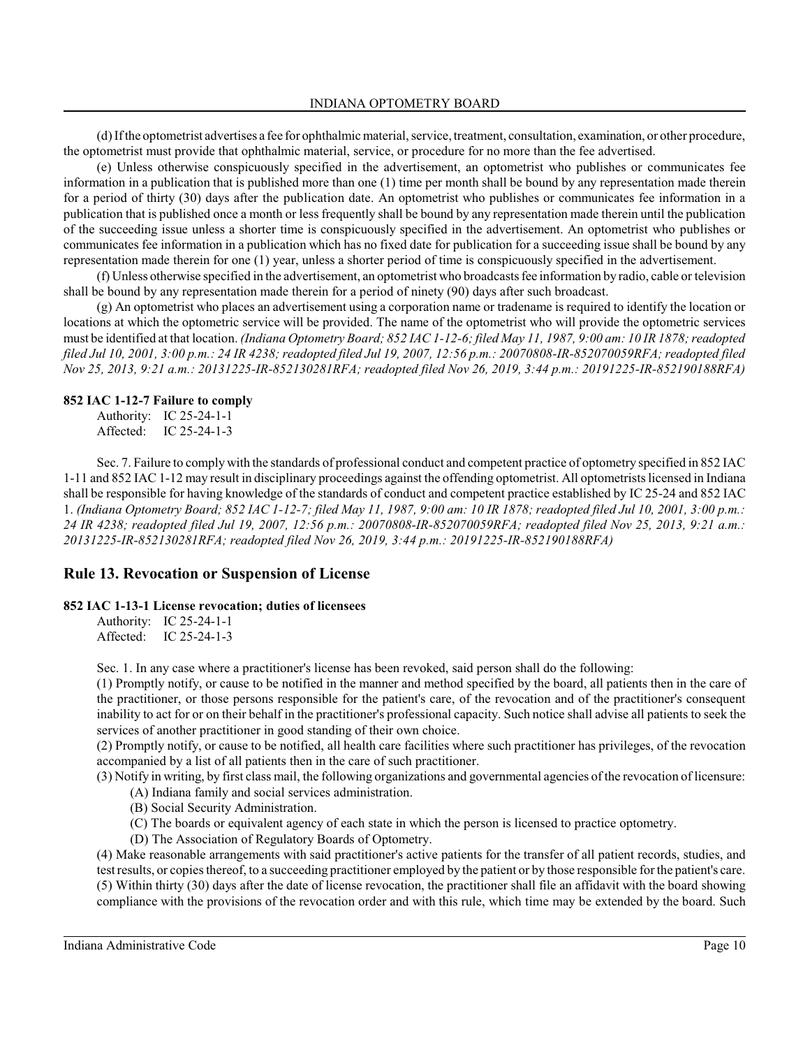(d) If the optometrist advertises a fee for ophthalmic material, service, treatment, consultation, examination, or other procedure, the optometrist must provide that ophthalmic material, service, or procedure for no more than the fee advertised.

(e) Unless otherwise conspicuously specified in the advertisement, an optometrist who publishes or communicates fee information in a publication that is published more than one (1) time per month shall be bound by any representation made therein for a period of thirty (30) days after the publication date. An optometrist who publishes or communicates fee information in a publication that is published once a month or less frequently shall be bound by any representation made therein until the publication of the succeeding issue unless a shorter time is conspicuously specified in the advertisement. An optometrist who publishes or communicates fee information in a publication which has no fixed date for publication for a succeeding issue shall be bound by any representation made therein for one (1) year, unless a shorter period of time is conspicuously specified in the advertisement.

(f) Unless otherwise specified in the advertisement, an optometrist who broadcasts fee information by radio, cable or television shall be bound by any representation made therein for a period of ninety (90) days after such broadcast.

(g) An optometrist who places an advertisement using a corporation name or tradename is required to identify the location or locations at which the optometric service will be provided. The name of the optometrist who will provide the optometric services must be identified at that location. *(Indiana Optometry Board; 852 IAC 1-12-6; filed May 11, 1987, 9:00 am: 10 IR 1878; readopted filed Jul 10, 2001, 3:00 p.m.: 24 IR 4238; readopted filed Jul 19, 2007, 12:56 p.m.: 20070808-IR-852070059RFA; readopted filed Nov 25, 2013, 9:21 a.m.: 20131225-IR-852130281RFA; readopted filed Nov 26, 2019, 3:44 p.m.: 20191225-IR-852190188RFA)*

#### 852 IAC 1-12-7 Failure to comply

Authority: IC 25-24-1-1
Affected: IC 25-24-1-3

Sec. 7. Failure to comply with the standards of professional conduct and competent practice of optometry specified in 852 IAC 1-11 and 852 IAC 1-12 may result in disciplinary proceedings against the offending optometrist. All optometrists licensed in Indiana shall be responsible for having knowledge of the standards of conduct and competent practice established by IC 25-24 and 852 IAC 1. *(Indiana Optometry Board; 852 IAC 1-12-7; filed May 11, 1987, 9:00 am: 10 IR 1878; readopted filed Jul 10, 2001, 3:00 p.m.: 24 IR 4238; readopted filed Jul 19, 2007, 12:56 p.m.: 20070808-IR-852070059RFA; readopted filed Nov 25, 2013, 9:21 a.m.: 20131225-IR-852130281RFA; readopted filed Nov 26, 2019, 3:44 p.m.: 20191225-IR-852190188RFA)*

## Rule 13. Revocation or Suspension of License

#### 852 IAC 1-13-1 License revocation; duties of licensees

Authority: IC 25-24-1-1
Affected: IC 25-24-1-3

Sec. 1. In any case where a practitioner's license has been revoked, said person shall do the following:

(1) Promptly notify, or cause to be notified in the manner and method specified by the board, all patients then in the care of the practitioner, or those persons responsible for the patient's care, of the revocation and of the practitioner's consequent inability to act for or on their behalf in the practitioner's professional capacity. Such notice shall advise all patients to seek the services of another practitioner in good standing of their own choice.

(2) Promptly notify, or cause to be notified, all health care facilities where such practitioner has privileges, of the revocation accompanied by a list of all patients then in the care of such practitioner.

(3) Notify in writing, by first class mail, the following organizations and governmental agencies of the revocation of licensure:

(A) Indiana family and social services administration.
(B) Social Security Administration.
(C) The boards or equivalent agency of each state in which the person is licensed to practice optometry.
(D) The Association of Regulatory Boards of Optometry.

(4) Make reasonable arrangements with said practitioner's active patients for the transfer of all patient records, studies, and test results, or copies thereof, to a succeeding practitioner employed by the patient or by those responsible for the patient's care.

(5) Within thirty (30) days after the date of license revocation, the practitioner shall file an affidavit with the board showing compliance with the provisions of the revocation order and with this rule, which time may be extended by the board. Such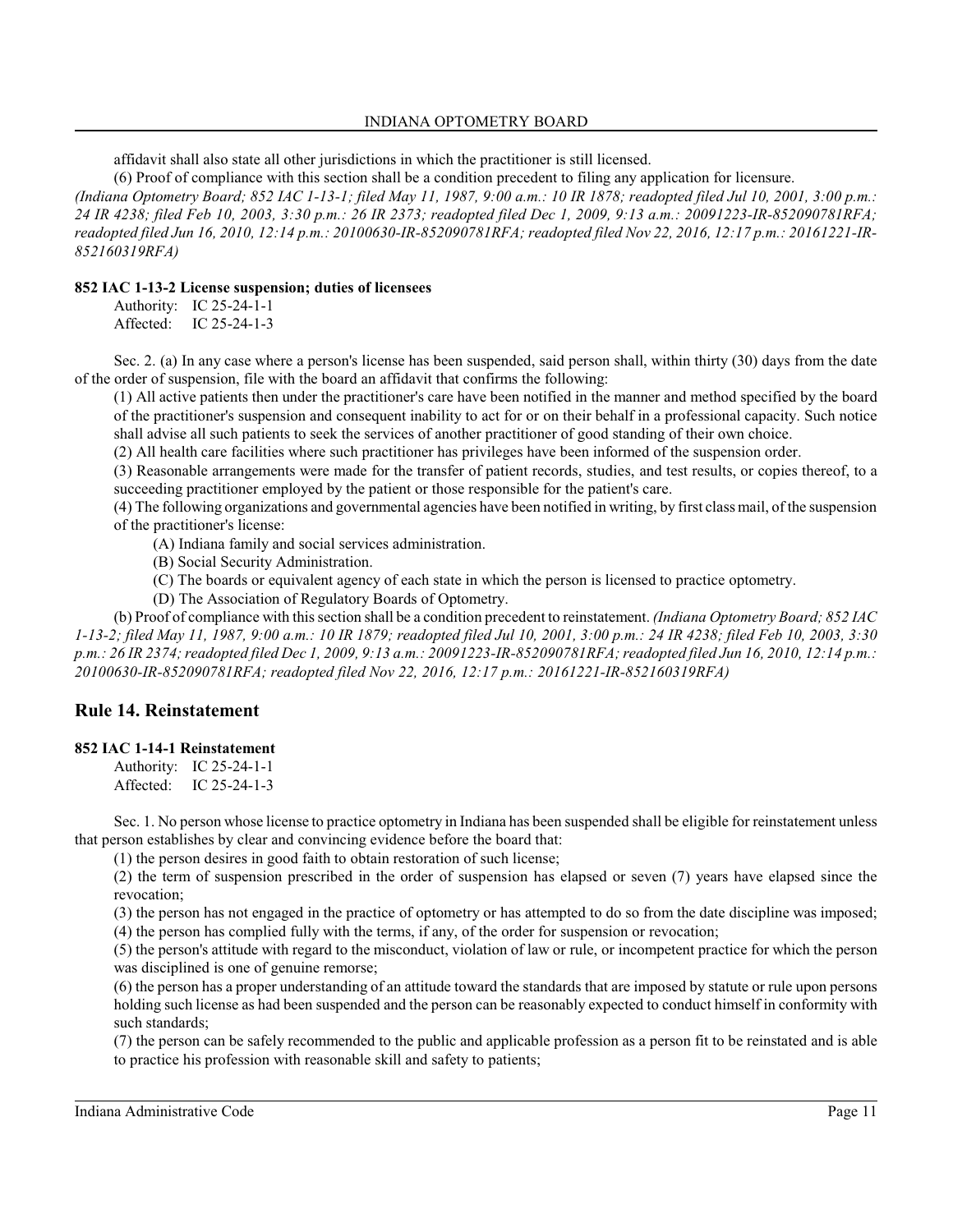affidavit shall also state all other jurisdictions in which the practitioner is still licensed.

(6) Proof of compliance with this section shall be a condition precedent to filing any application for licensure.

*(Indiana Optometry Board; 852 IAC 1-13-1; filed May 11, 1987, 9:00 a.m.: 10 IR 1878; readopted filed Jul 10, 2001, 3:00 p.m.: 24 IR 4238; filed Feb 10, 2003, 3:30 p.m.: 26 IR 2373; readopted filed Dec 1, 2009, 9:13 a.m.: 20091223-IR-852090781RFA; readopted filed Jun 16, 2010, 12:14 p.m.: 20100630-IR-852090781RFA; readopted filed Nov 22, 2016, 12:17 p.m.: 20161221-IR-852160319RFA)*

**852 IAC 1-13-2 License suspension; duties of licensees**

Authority: IC 25-24-1-1
Affected: IC 25-24-1-3

Sec. 2. (a) In any case where a person's license has been suspended, said person shall, within thirty (30) days from the date of the order of suspension, file with the board an affidavit that confirms the following:

(1) All active patients then under the practitioner's care have been notified in the manner and method specified by the board of the practitioner's suspension and consequent inability to act for or on their behalf in a professional capacity. Such notice shall advise all such patients to seek the services of another practitioner of good standing of their own choice.

(2) All health care facilities where such practitioner has privileges have been informed of the suspension order.

(3) Reasonable arrangements were made for the transfer of patient records, studies, and test results, or copies thereof, to a succeeding practitioner employed by the patient or those responsible for the patient's care.

(4) The following organizations and governmental agencies have been notified in writing, by first class mail, of the suspension of the practitioner's license:

(A) Indiana family and social services administration.

(B) Social Security Administration.

(C) The boards or equivalent agency of each state in which the person is licensed to practice optometry.

(D) The Association of Regulatory Boards of Optometry.

(b) Proof of compliance with this section shall be a condition precedent to reinstatement. *(Indiana Optometry Board; 852 IAC 1-13-2; filed May 11, 1987, 9:00 a.m.: 10 IR 1879; readopted filed Jul 10, 2001, 3:00 p.m.: 24 IR 4238; filed Feb 10, 2003, 3:30 p.m.: 26 IR 2374; readopted filed Dec 1, 2009, 9:13 a.m.: 20091223-IR-852090781RFA; readopted filed Jun 16, 2010, 12:14 p.m.: 20100630-IR-852090781RFA; readopted filed Nov 22, 2016, 12:17 p.m.: 20161221-IR-852160319RFA)*

## Rule 14. Reinstatement

**852 IAC 1-14-1 Reinstatement**

Authority: IC 25-24-1-1
Affected: IC 25-24-1-3

Sec. 1. No person whose license to practice optometry in Indiana has been suspended shall be eligible for reinstatement unless that person establishes by clear and convincing evidence before the board that:

(1) the person desires in good faith to obtain restoration of such license;

(2) the term of suspension prescribed in the order of suspension has elapsed or seven (7) years have elapsed since the revocation;

(3) the person has not engaged in the practice of optometry or has attempted to do so from the date discipline was imposed;

(4) the person has complied fully with the terms, if any, of the order for suspension or revocation;

(5) the person's attitude with regard to the misconduct, violation of law or rule, or incompetent practice for which the person was disciplined is one of genuine remorse;

(6) the person has a proper understanding of an attitude toward the standards that are imposed by statute or rule upon persons holding such license as had been suspended and the person can be reasonably expected to conduct himself in conformity with such standards;

(7) the person can be safely recommended to the public and applicable profession as a person fit to be reinstated and is able to practice his profession with reasonable skill and safety to patients;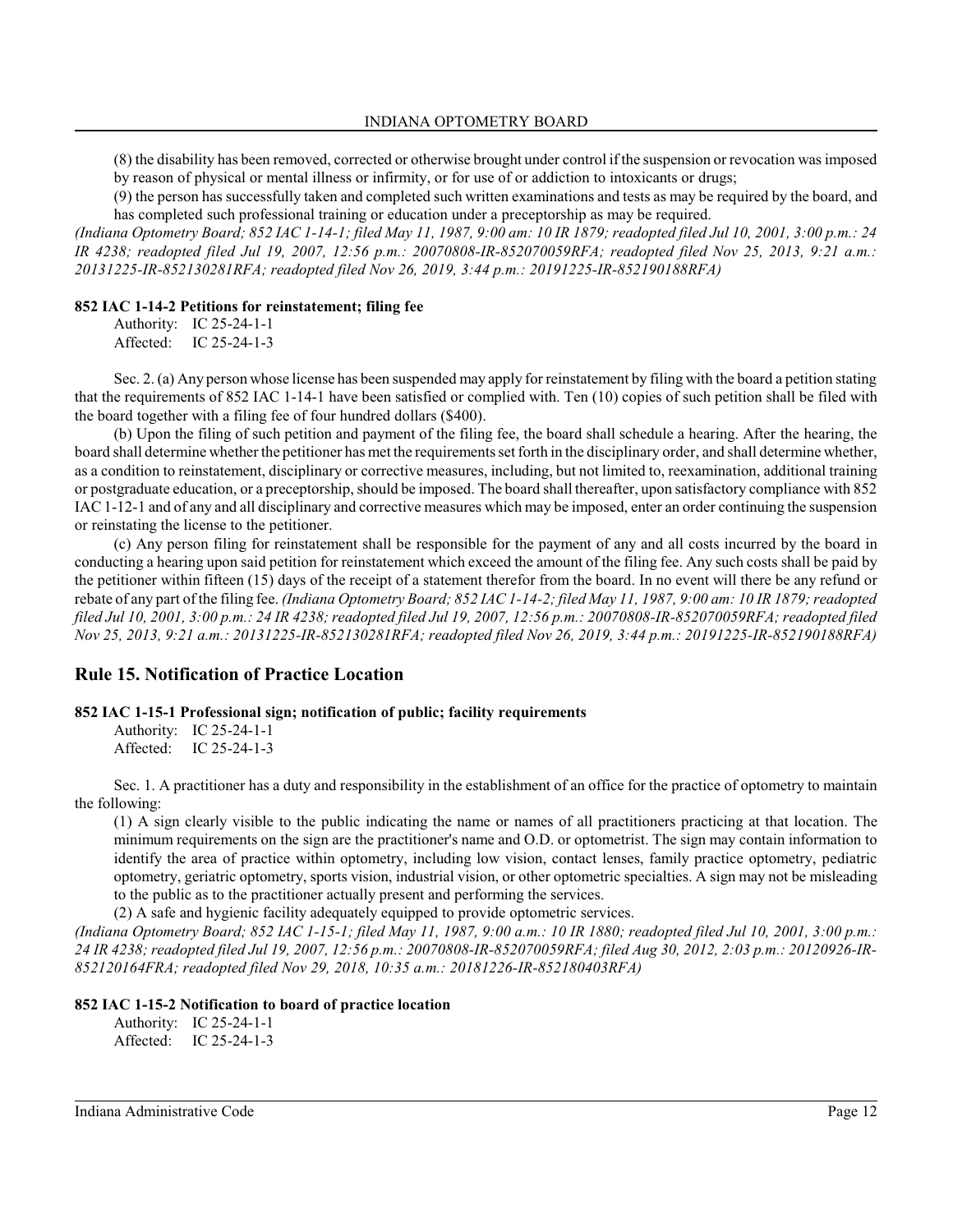(8) the disability has been removed, corrected or otherwise brought under control if the suspension or revocation was imposed by reason of physical or mental illness or infirmity, or for use of or addiction to intoxicants or drugs;

(9) the person has successfully taken and completed such written examinations and tests as may be required by the board, and has completed such professional training or education under a preceptorship as may be required.

*(Indiana Optometry Board; 852 IAC 1-14-1; filed May 11, 1987, 9:00 am: 10 IR 1879; readopted filed Jul 10, 2001, 3:00 p.m.: 24 IR 4238; readopted filed Jul 19, 2007, 12:56 p.m.: 20070808-IR-852070059RFA; readopted filed Nov 25, 2013, 9:21 a.m.: 20131225-IR-852130281RFA; readopted filed Nov 26, 2019, 3:44 p.m.: 20191225-IR-852190188RFA)*

#### 852 IAC 1-14-2 Petitions for reinstatement; filing fee

Authority: IC 25-24-1-1
Affected: IC 25-24-1-3

Sec. 2. (a) Any person whose license has been suspended may apply for reinstatement by filing with the board a petition stating that the requirements of 852 IAC 1-14-1 have been satisfied or complied with. Ten (10) copies of such petition shall be filed with the board together with a filing fee of four hundred dollars ($400).

(b) Upon the filing of such petition and payment of the filing fee, the board shall schedule a hearing. After the hearing, the board shall determine whether the petitioner has met the requirements set forth in the disciplinary order, and shall determine whether, as a condition to reinstatement, disciplinary or corrective measures, including, but not limited to, reexamination, additional training or postgraduate education, or a preceptorship, should be imposed. The board shall thereafter, upon satisfactory compliance with 852 IAC 1-12-1 and of any and all disciplinary and corrective measures which may be imposed, enter an order continuing the suspension or reinstating the license to the petitioner.

(c) Any person filing for reinstatement shall be responsible for the payment of any and all costs incurred by the board in conducting a hearing upon said petition for reinstatement which exceed the amount of the filing fee. Any such costs shall be paid by the petitioner within fifteen (15) days of the receipt of a statement therefor from the board. In no event will there be any refund or rebate of any part of the filing fee. *(Indiana Optometry Board; 852 IAC 1-14-2; filed May 11, 1987, 9:00 am: 10 IR 1879; readopted filed Jul 10, 2001, 3:00 p.m.: 24 IR 4238; readopted filed Jul 19, 2007, 12:56 p.m.: 20070808-IR-852070059RFA; readopted filed Nov 25, 2013, 9:21 a.m.: 20131225-IR-852130281RFA; readopted filed Nov 26, 2019, 3:44 p.m.: 20191225-IR-852190188RFA)*

## Rule 15. Notification of Practice Location

#### 852 IAC 1-15-1 Professional sign; notification of public; facility requirements

Authority: IC 25-24-1-1
Affected: IC 25-24-1-3

Sec. 1. A practitioner has a duty and responsibility in the establishment of an office for the practice of optometry to maintain the following:

(1) A sign clearly visible to the public indicating the name or names of all practitioners practicing at that location. The minimum requirements on the sign are the practitioner's name and O.D. or optometrist. The sign may contain information to identify the area of practice within optometry, including low vision, contact lenses, family practice optometry, pediatric optometry, geriatric optometry, sports vision, industrial vision, or other optometric specialties. A sign may not be misleading to the public as to the practitioner actually present and performing the services.

(2) A safe and hygienic facility adequately equipped to provide optometric services.

*(Indiana Optometry Board; 852 IAC 1-15-1; filed May 11, 1987, 9:00 a.m.: 10 IR 1880; readopted filed Jul 10, 2001, 3:00 p.m.: 24 IR 4238; readopted filed Jul 19, 2007, 12:56 p.m.: 20070808-IR-852070059RFA; filed Aug 30, 2012, 2:03 p.m.: 20120926-IR-852120164FRA; readopted filed Nov 29, 2018, 10:35 a.m.: 20181226-IR-852180403RFA)*

#### 852 IAC 1-15-2 Notification to board of practice location

Authority: IC 25-24-1-1
Affected: IC 25-24-1-3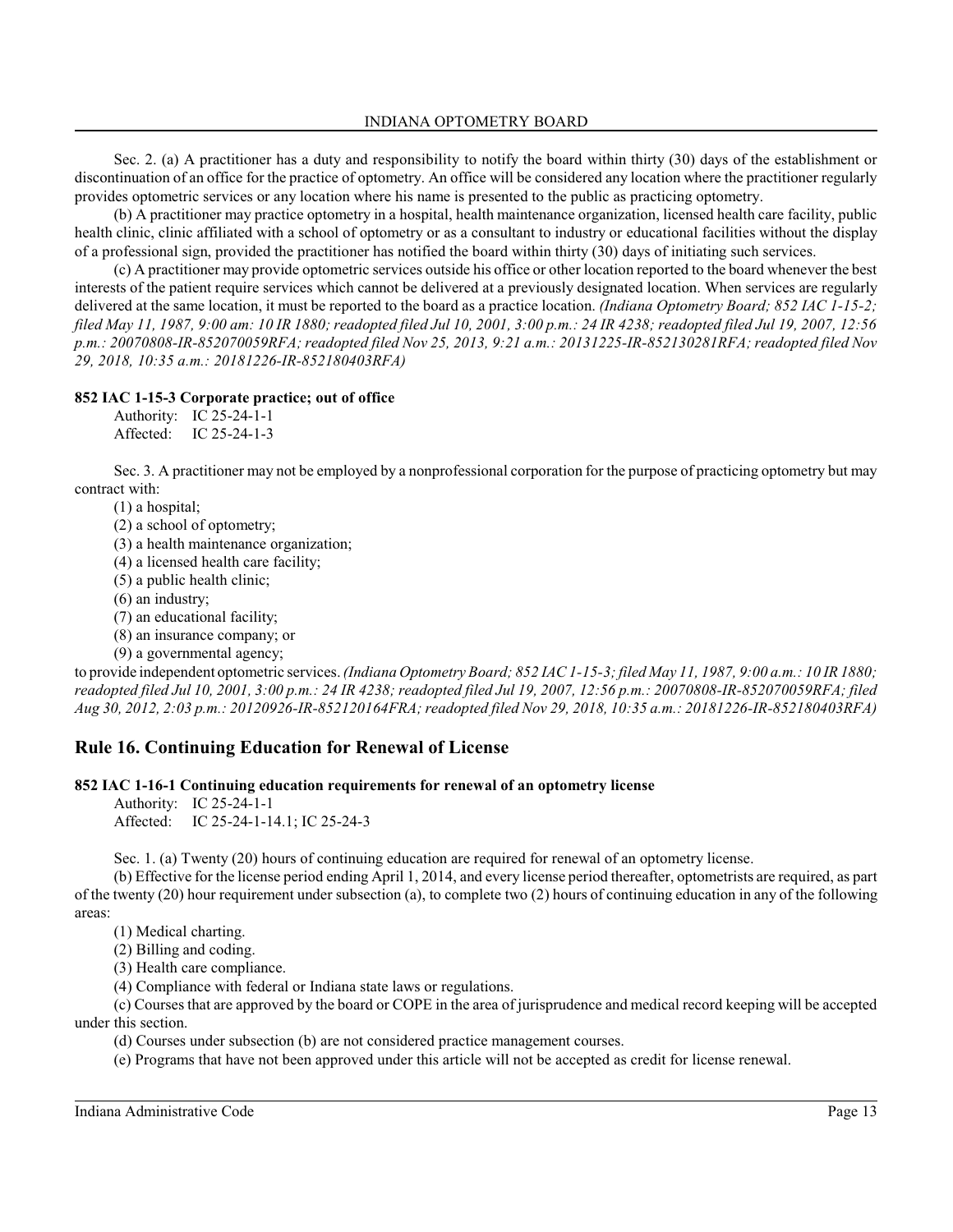Sec. 2. (a) A practitioner has a duty and responsibility to notify the board within thirty (30) days of the establishment or discontinuation of an office for the practice of optometry. An office will be considered any location where the practitioner regularly provides optometric services or any location where his name is presented to the public as practicing optometry.

(b) A practitioner may practice optometry in a hospital, health maintenance organization, licensed health care facility, public health clinic, clinic affiliated with a school of optometry or as a consultant to industry or educational facilities without the display of a professional sign, provided the practitioner has notified the board within thirty (30) days of initiating such services.

(c) A practitioner may provide optometric services outside his office or other location reported to the board whenever the best interests of the patient require services which cannot be delivered at a previously designated location. When services are regularly delivered at the same location, it must be reported to the board as a practice location. *(Indiana Optometry Board; 852 IAC 1-15-2; filed May 11, 1987, 9:00 am: 10 IR 1880; readopted filed Jul 10, 2001, 3:00 p.m.: 24 IR 4238; readopted filed Jul 19, 2007, 12:56 p.m.: 20070808-IR-852070059RFA; readopted filed Nov 25, 2013, 9:21 a.m.: 20131225-IR-852130281RFA; readopted filed Nov 29, 2018, 10:35 a.m.: 20181226-IR-852180403RFA)*

**852 IAC 1-15-3 Corporate practice; out of office**

Authority: IC 25-24-1-1
Affected: IC 25-24-1-3

Sec. 3. A practitioner may not be employed by a nonprofessional corporation for the purpose of practicing optometry but may contract with:

(1) a hospital;
(2) a school of optometry;
(3) a health maintenance organization;
(4) a licensed health care facility;
(5) a public health clinic;
(6) an industry;
(7) an educational facility;
(8) an insurance company; or
(9) a governmental agency;

to provide independent optometric services. *(Indiana Optometry Board; 852 IAC 1-15-3; filed May 11, 1987, 9:00 a.m.: 10 IR 1880; readopted filed Jul 10, 2001, 3:00 p.m.: 24 IR 4238; readopted filed Jul 19, 2007, 12:56 p.m.: 20070808-IR-852070059RFA; filed Aug 30, 2012, 2:03 p.m.: 20120926-IR-852120164FRA; readopted filed Nov 29, 2018, 10:35 a.m.: 20181226-IR-852180403RFA)*

## Rule 16. Continuing Education for Renewal of License

**852 IAC 1-16-1 Continuing education requirements for renewal of an optometry license**

Authority: IC 25-24-1-1
Affected: IC 25-24-1-14.1; IC 25-24-3

Sec. 1. (a) Twenty (20) hours of continuing education are required for renewal of an optometry license.

(b) Effective for the license period ending April 1, 2014, and every license period thereafter, optometrists are required, as part of the twenty (20) hour requirement under subsection (a), to complete two (2) hours of continuing education in any of the following areas:

(1) Medical charting.
(2) Billing and coding.
(3) Health care compliance.
(4) Compliance with federal or Indiana state laws or regulations.

(c) Courses that are approved by the board or COPE in the area of jurisprudence and medical record keeping will be accepted under this section.

(d) Courses under subsection (b) are not considered practice management courses.

(e) Programs that have not been approved under this article will not be accepted as credit for license renewal.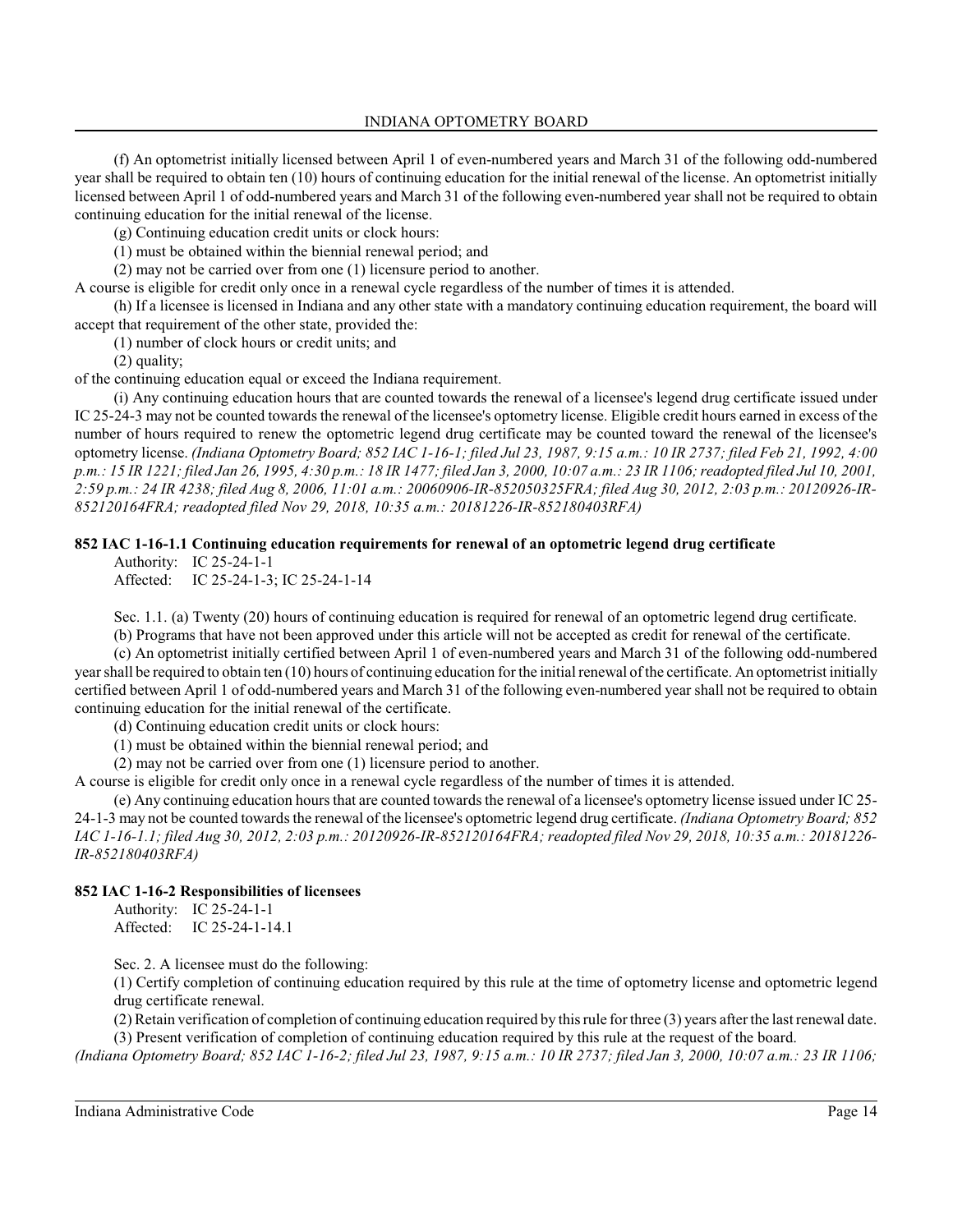(f) An optometrist initially licensed between April 1 of even-numbered years and March 31 of the following odd-numbered year shall be required to obtain ten (10) hours of continuing education for the initial renewal of the license. An optometrist initially licensed between April 1 of odd-numbered years and March 31 of the following even-numbered year shall not be required to obtain continuing education for the initial renewal of the license.

(g) Continuing education credit units or clock hours:

(1) must be obtained within the biennial renewal period; and

(2) may not be carried over from one (1) licensure period to another.

A course is eligible for credit only once in a renewal cycle regardless of the number of times it is attended.

(h) If a licensee is licensed in Indiana and any other state with a mandatory continuing education requirement, the board will accept that requirement of the other state, provided the:

(1) number of clock hours or credit units; and

(2) quality;

of the continuing education equal or exceed the Indiana requirement.

(i) Any continuing education hours that are counted towards the renewal of a licensee's legend drug certificate issued under IC 25-24-3 may not be counted towards the renewal of the licensee's optometry license. Eligible credit hours earned in excess of the number of hours required to renew the optometric legend drug certificate may be counted toward the renewal of the licensee's optometry license. *(Indiana Optometry Board; 852 IAC 1-16-1; filed Jul 23, 1987, 9:15 a.m.: 10 IR 2737; filed Feb 21, 1992, 4:00 p.m.: 15 IR 1221; filed Jan 26, 1995, 4:30 p.m.: 18 IR 1477; filed Jan 3, 2000, 10:07 a.m.: 23 IR 1106; readopted filed Jul 10, 2001, 2:59 p.m.: 24 IR 4238; filed Aug 8, 2006, 11:01 a.m.: 20060906-IR-852050325FRA; filed Aug 30, 2012, 2:03 p.m.: 20120926-IR-852120164FRA; readopted filed Nov 29, 2018, 10:35 a.m.: 20181226-IR-852180403RFA)*

**852 IAC 1-16-1.1 Continuing education requirements for renewal of an optometric legend drug certificate**

Authority: IC 25-24-1-1
Affected: IC 25-24-1-3; IC 25-24-1-14

Sec. 1.1. (a) Twenty (20) hours of continuing education is required for renewal of an optometric legend drug certificate.

(b) Programs that have not been approved under this article will not be accepted as credit for renewal of the certificate.

(c) An optometrist initially certified between April 1 of even-numbered years and March 31 of the following odd-numbered year shall be required to obtain ten (10) hours of continuing education for the initial renewal of the certificate. An optometrist initially certified between April 1 of odd-numbered years and March 31 of the following even-numbered year shall not be required to obtain continuing education for the initial renewal of the certificate.

(d) Continuing education credit units or clock hours:

(1) must be obtained within the biennial renewal period; and

(2) may not be carried over from one (1) licensure period to another.

A course is eligible for credit only once in a renewal cycle regardless of the number of times it is attended.

(e) Any continuing education hours that are counted towards the renewal of a licensee's optometry license issued under IC 25-24-1-3 may not be counted towards the renewal of the licensee's optometric legend drug certificate. *(Indiana Optometry Board; 852 IAC 1-16-1.1; filed Aug 30, 2012, 2:03 p.m.: 20120926-IR-852120164FRA; readopted filed Nov 29, 2018, 10:35 a.m.: 20181226-IR-852180403RFA)*

**852 IAC 1-16-2 Responsibilities of licensees**

Authority: IC 25-24-1-1
Affected: IC 25-24-1-14.1

Sec. 2. A licensee must do the following:

(1) Certify completion of continuing education required by this rule at the time of optometry license and optometric legend drug certificate renewal.

(2) Retain verification of completion of continuing education required by this rule for three (3) years after the last renewal date.

(3) Present verification of completion of continuing education required by this rule at the request of the board.

*(Indiana Optometry Board; 852 IAC 1-16-2; filed Jul 23, 1987, 9:15 a.m.: 10 IR 2737; filed Jan 3, 2000, 10:07 a.m.: 23 IR 1106;*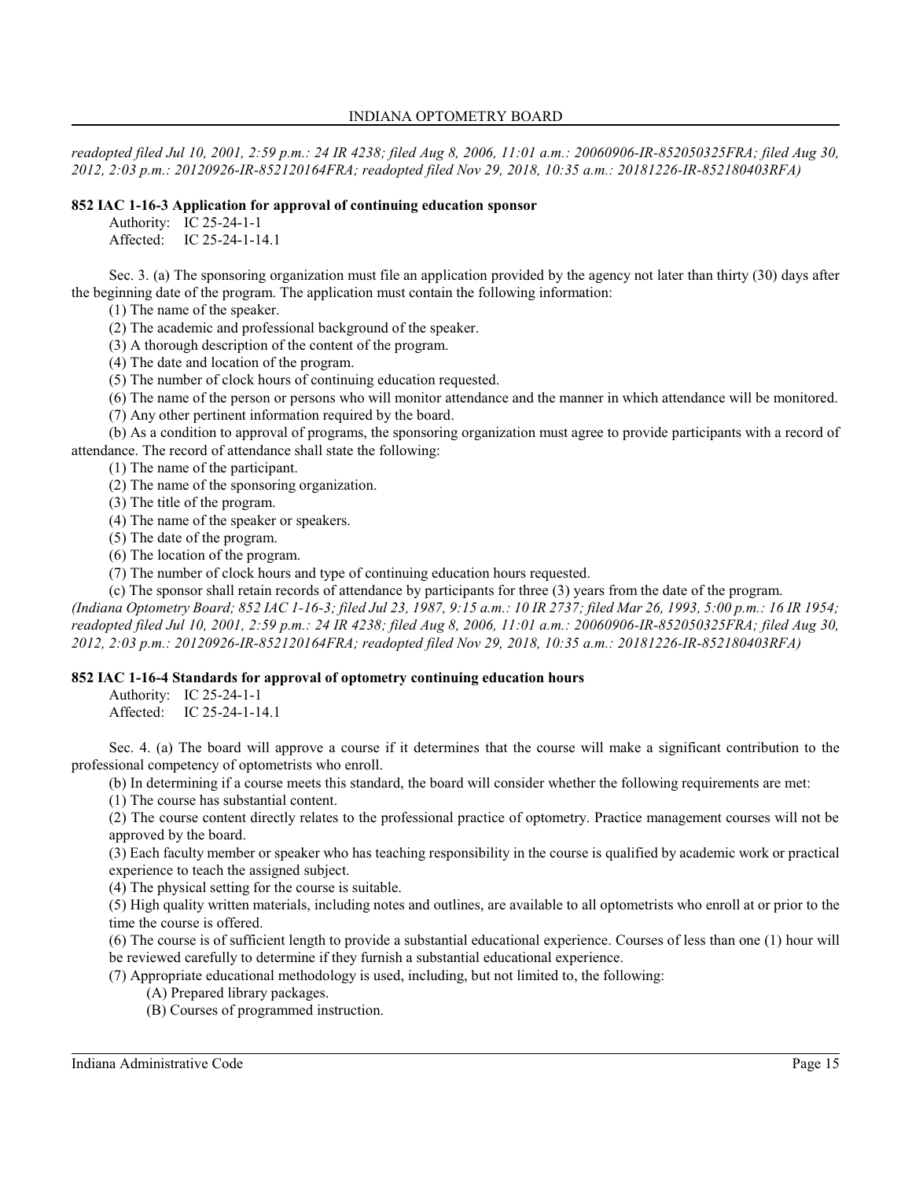*readopted filed Jul 10, 2001, 2:59 p.m.: 24 IR 4238; filed Aug 8, 2006, 11:01 a.m.: 20060906-IR-852050325FRA; filed Aug 30, 2012, 2:03 p.m.: 20120926-IR-852120164FRA; readopted filed Nov 29, 2018, 10:35 a.m.: 20181226-IR-852180403RFA)*

**852 IAC 1-16-3 Application for approval of continuing education sponsor**

Authority: IC 25-24-1-1
Affected: IC 25-24-1-14.1

Sec. 3. (a) The sponsoring organization must file an application provided by the agency not later than thirty (30) days after the beginning date of the program. The application must contain the following information:

(1) The name of the speaker.
(2) The academic and professional background of the speaker.
(3) A thorough description of the content of the program.
(4) The date and location of the program.
(5) The number of clock hours of continuing education requested.
(6) The name of the person or persons who will monitor attendance and the manner in which attendance will be monitored.
(7) Any other pertinent information required by the board.

(b) As a condition to approval of programs, the sponsoring organization must agree to provide participants with a record of attendance. The record of attendance shall state the following:

(1) The name of the participant.
(2) The name of the sponsoring organization.
(3) The title of the program.
(4) The name of the speaker or speakers.
(5) The date of the program.
(6) The location of the program.
(7) The number of clock hours and type of continuing education hours requested.

(c) The sponsor shall retain records of attendance by participants for three (3) years from the date of the program.

*(Indiana Optometry Board; 852 IAC 1-16-3; filed Jul 23, 1987, 9:15 a.m.: 10 IR 2737; filed Mar 26, 1993, 5:00 p.m.: 16 IR 1954; readopted filed Jul 10, 2001, 2:59 p.m.: 24 IR 4238; filed Aug 8, 2006, 11:01 a.m.: 20060906-IR-852050325FRA; filed Aug 30, 2012, 2:03 p.m.: 20120926-IR-852120164FRA; readopted filed Nov 29, 2018, 10:35 a.m.: 20181226-IR-852180403RFA)*

**852 IAC 1-16-4 Standards for approval of optometry continuing education hours**

Authority: IC 25-24-1-1
Affected: IC 25-24-1-14.1

Sec. 4. (a) The board will approve a course if it determines that the course will make a significant contribution to the professional competency of optometrists who enroll.

(b) In determining if a course meets this standard, the board will consider whether the following requirements are met:

(1) The course has substantial content.
(2) The course content directly relates to the professional practice of optometry. Practice management courses will not be approved by the board.
(3) Each faculty member or speaker who has teaching responsibility in the course is qualified by academic work or practical experience to teach the assigned subject.
(4) The physical setting for the course is suitable.
(5) High quality written materials, including notes and outlines, are available to all optometrists who enroll at or prior to the time the course is offered.
(6) The course is of sufficient length to provide a substantial educational experience. Courses of less than one (1) hour will be reviewed carefully to determine if they furnish a substantial educational experience.
(7) Appropriate educational methodology is used, including, but not limited to, the following:

(A) Prepared library packages.
(B) Courses of programmed instruction.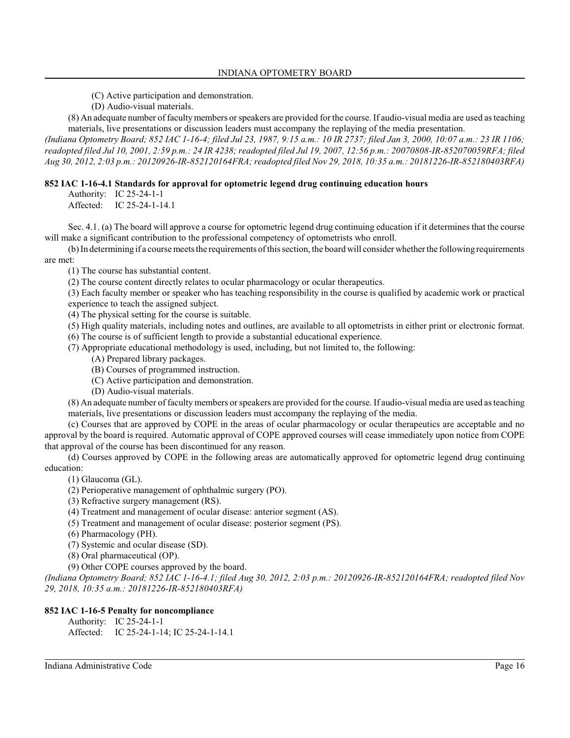(C) Active participation and demonstration.

(D) Audio-visual materials.

(8) An adequate number of faculty members or speakers are provided for the course. If audio-visual media are used as teaching materials, live presentations or discussion leaders must accompany the replaying of the media presentation.

*(Indiana Optometry Board; 852 IAC 1-16-4; filed Jul 23, 1987, 9:15 a.m.: 10 IR 2737; filed Jan 3, 2000, 10:07 a.m.: 23 IR 1106; readopted filed Jul 10, 2001, 2:59 p.m.: 24 IR 4238; readopted filed Jul 19, 2007, 12:56 p.m.: 20070808-IR-852070059RFA; filed Aug 30, 2012, 2:03 p.m.: 20120926-IR-852120164FRA; readopted filed Nov 29, 2018, 10:35 a.m.: 20181226-IR-852180403RFA)*

**852 IAC 1-16-4.1 Standards for approval for optometric legend drug continuing education hours**

Authority: IC 25-24-1-1
Affected: IC 25-24-1-14.1

Sec. 4.1. (a) The board will approve a course for optometric legend drug continuing education if it determines that the course will make a significant contribution to the professional competency of optometrists who enroll.

(b) In determining if a course meets the requirements of this section, the board will consider whether the following requirements are met:

(1) The course has substantial content.

(2) The course content directly relates to ocular pharmacology or ocular therapeutics.

(3) Each faculty member or speaker who has teaching responsibility in the course is qualified by academic work or practical experience to teach the assigned subject.

(4) The physical setting for the course is suitable.

(5) High quality materials, including notes and outlines, are available to all optometrists in either print or electronic format.

(6) The course is of sufficient length to provide a substantial educational experience.

(7) Appropriate educational methodology is used, including, but not limited to, the following:

(A) Prepared library packages.

(B) Courses of programmed instruction.

(C) Active participation and demonstration.

(D) Audio-visual materials.

(8) An adequate number of faculty members or speakers are provided for the course. If audio-visual media are used as teaching materials, live presentations or discussion leaders must accompany the replaying of the media.

(c) Courses that are approved by COPE in the areas of ocular pharmacology or ocular therapeutics are acceptable and no approval by the board is required. Automatic approval of COPE approved courses will cease immediately upon notice from COPE that approval of the course has been discontinued for any reason.

(d) Courses approved by COPE in the following areas are automatically approved for optometric legend drug continuing education:

(1) Glaucoma (GL).

(2) Perioperative management of ophthalmic surgery (PO).

(3) Refractive surgery management (RS).

(4) Treatment and management of ocular disease: anterior segment (AS).

(5) Treatment and management of ocular disease: posterior segment (PS).

(6) Pharmacology (PH).

(7) Systemic and ocular disease (SD).

(8) Oral pharmaceutical (OP).

(9) Other COPE courses approved by the board.

*(Indiana Optometry Board; 852 IAC 1-16-4.1; filed Aug 30, 2012, 2:03 p.m.: 20120926-IR-852120164FRA; readopted filed Nov 29, 2018, 10:35 a.m.: 20181226-IR-852180403RFA)*

**852 IAC 1-16-5 Penalty for noncompliance**

Authority: IC 25-24-1-1
Affected: IC 25-24-1-14; IC 25-24-1-14.1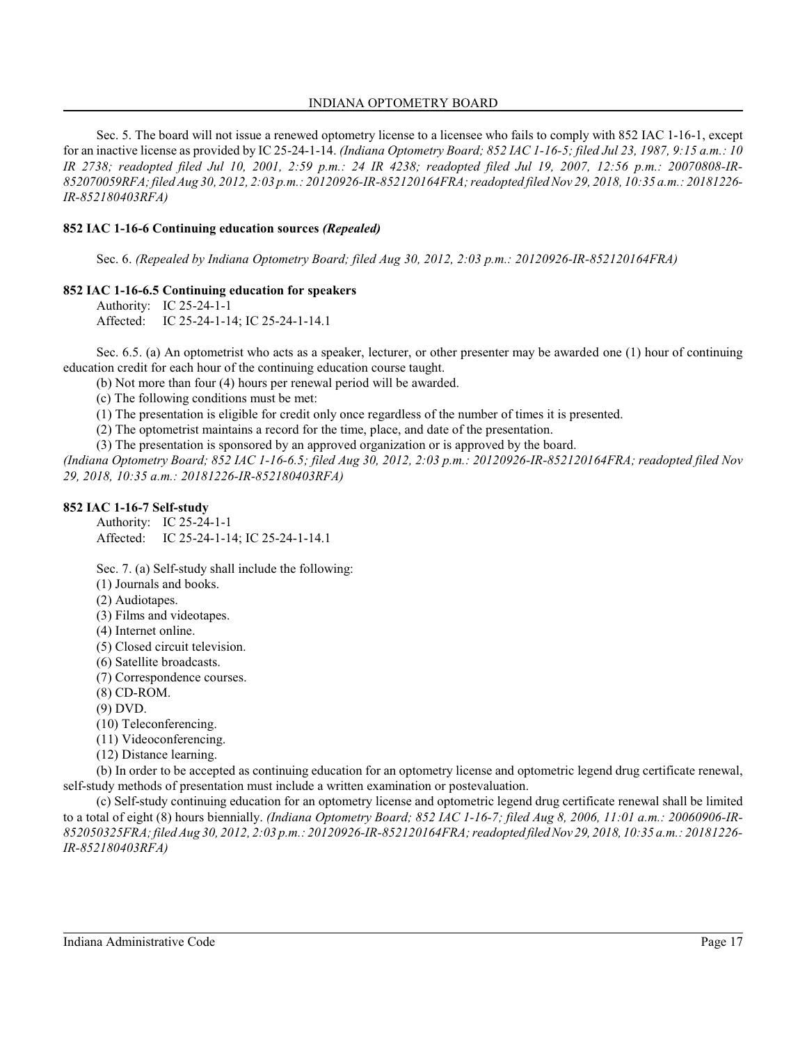Sec. 5. The board will not issue a renewed optometry license to a licensee who fails to comply with 852 IAC 1-16-1, except for an inactive license as provided by IC 25-24-1-14. *(Indiana Optometry Board; 852 IAC 1-16-5; filed Jul 23, 1987, 9:15 a.m.: 10 IR 2738; readopted filed Jul 10, 2001, 2:59 p.m.: 24 IR 4238; readopted filed Jul 19, 2007, 12:56 p.m.: 20070808-IR-852070059RFA; filed Aug 30, 2012, 2:03 p.m.: 20120926-IR-852120164FRA; readopted filed Nov 29, 2018, 10:35 a.m.: 20181226-IR-852180403RFA)*

**852 IAC 1-16-6 Continuing education sources *(Repealed)***

Sec. 6. *(Repealed by Indiana Optometry Board; filed Aug 30, 2012, 2:03 p.m.: 20120926-IR-852120164FRA)*

**852 IAC 1-16-6.5 Continuing education for speakers**

Authority: IC 25-24-1-1
Affected: IC 25-24-1-14; IC 25-24-1-14.1

Sec. 6.5. (a) An optometrist who acts as a speaker, lecturer, or other presenter may be awarded one (1) hour of continuing education credit for each hour of the continuing education course taught.

(b) Not more than four (4) hours per renewal period will be awarded.

(c) The following conditions must be met:

(1) The presentation is eligible for credit only once regardless of the number of times it is presented.

(2) The optometrist maintains a record for the time, place, and date of the presentation.

(3) The presentation is sponsored by an approved organization or is approved by the board.

*(Indiana Optometry Board; 852 IAC 1-16-6.5; filed Aug 30, 2012, 2:03 p.m.: 20120926-IR-852120164FRA; readopted filed Nov 29, 2018, 10:35 a.m.: 20181226-IR-852180403RFA)*

**852 IAC 1-16-7 Self-study**

Authority: IC 25-24-1-1
Affected: IC 25-24-1-14; IC 25-24-1-14.1

Sec. 7. (a) Self-study shall include the following:

(1) Journals and books.
(2) Audiotapes.
(3) Films and videotapes.
(4) Internet online.
(5) Closed circuit television.
(6) Satellite broadcasts.
(7) Correspondence courses.
(8) CD-ROM.
(9) DVD.
(10) Teleconferencing.
(11) Videoconferencing.
(12) Distance learning.

(b) In order to be accepted as continuing education for an optometry license and optometric legend drug certificate renewal, self-study methods of presentation must include a written examination or postevaluation.

(c) Self-study continuing education for an optometry license and optometric legend drug certificate renewal shall be limited to a total of eight (8) hours biennially. *(Indiana Optometry Board; 852 IAC 1-16-7; filed Aug 8, 2006, 11:01 a.m.: 20060906-IR-852050325FRA; filed Aug 30, 2012, 2:03 p.m.: 20120926-IR-852120164FRA; readopted filed Nov 29, 2018, 10:35 a.m.: 20181226-IR-852180403RFA)*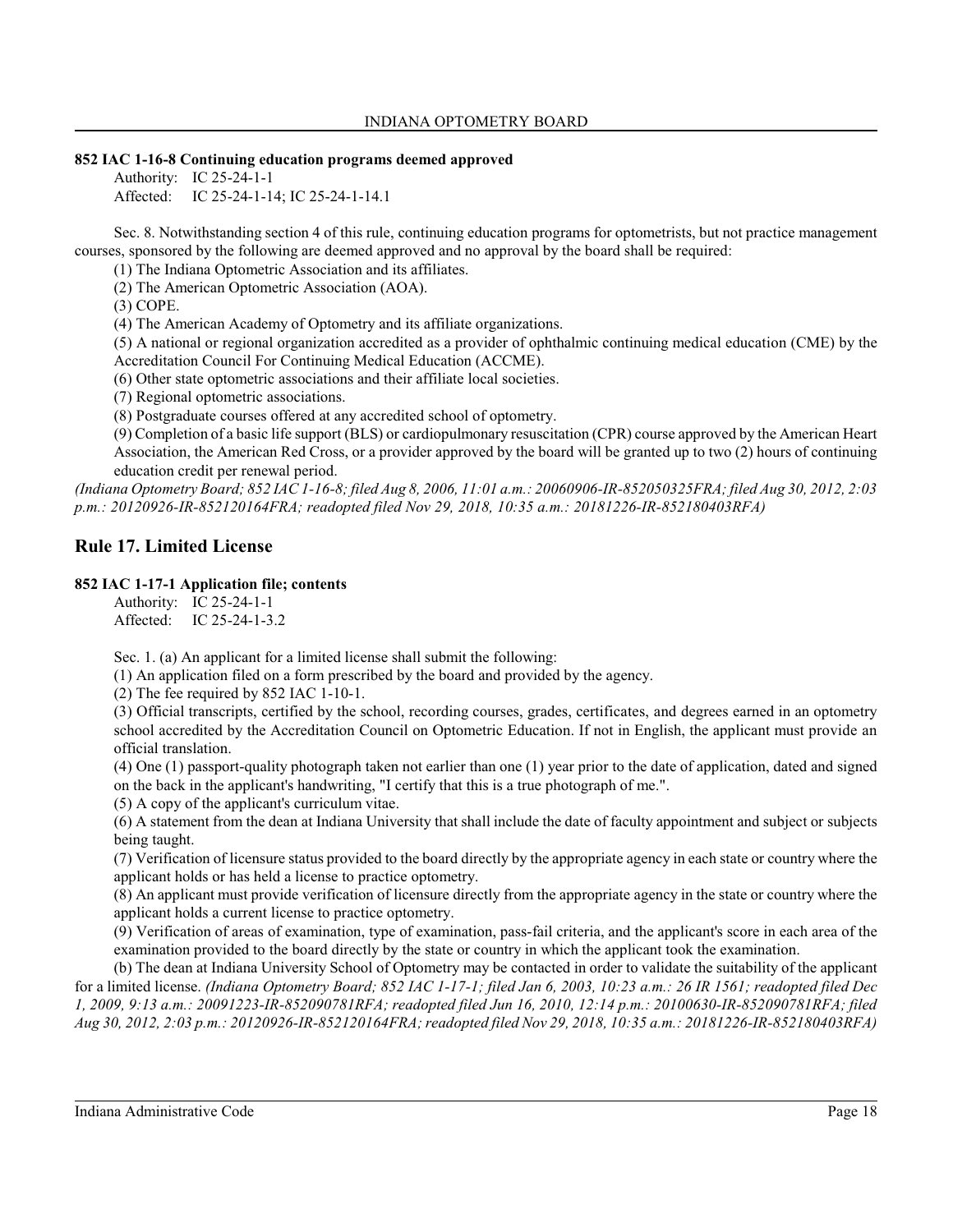**852 IAC 1-16-8 Continuing education programs deemed approved**

Authority: IC 25-24-1-1
Affected: IC 25-24-1-14; IC 25-24-1-14.1

Sec. 8. Notwithstanding section 4 of this rule, continuing education programs for optometrists, but not practice management courses, sponsored by the following are deemed approved and no approval by the board shall be required:

(1) The Indiana Optometric Association and its affiliates.
(2) The American Optometric Association (AOA).
(3) COPE.
(4) The American Academy of Optometry and its affiliate organizations.
(5) A national or regional organization accredited as a provider of ophthalmic continuing medical education (CME) by the Accreditation Council For Continuing Medical Education (ACCME).
(6) Other state optometric associations and their affiliate local societies.
(7) Regional optometric associations.
(8) Postgraduate courses offered at any accredited school of optometry.
(9) Completion of a basic life support (BLS) or cardiopulmonary resuscitation (CPR) course approved by the American Heart Association, the American Red Cross, or a provider approved by the board will be granted up to two (2) hours of continuing education credit per renewal period.

*(Indiana Optometry Board; 852 IAC 1-16-8; filed Aug 8, 2006, 11:01 a.m.: 20060906-IR-852050325FRA; filed Aug 30, 2012, 2:03 p.m.: 20120926-IR-852120164FRA; readopted filed Nov 29, 2018, 10:35 a.m.: 20181226-IR-852180403RFA)*

## Rule 17. Limited License

**852 IAC 1-17-1 Application file; contents**

Authority: IC 25-24-1-1
Affected: IC 25-24-1-3.2

Sec. 1. (a) An applicant for a limited license shall submit the following:

(1) An application filed on a form prescribed by the board and provided by the agency.
(2) The fee required by 852 IAC 1-10-1.
(3) Official transcripts, certified by the school, recording courses, grades, certificates, and degrees earned in an optometry school accredited by the Accreditation Council on Optometric Education. If not in English, the applicant must provide an official translation.
(4) One (1) passport-quality photograph taken not earlier than one (1) year prior to the date of application, dated and signed on the back in the applicant's handwriting, "I certify that this is a true photograph of me.".
(5) A copy of the applicant's curriculum vitae.
(6) A statement from the dean at Indiana University that shall include the date of faculty appointment and subject or subjects being taught.
(7) Verification of licensure status provided to the board directly by the appropriate agency in each state or country where the applicant holds or has held a license to practice optometry.
(8) An applicant must provide verification of licensure directly from the appropriate agency in the state or country where the applicant holds a current license to practice optometry.
(9) Verification of areas of examination, type of examination, pass-fail criteria, and the applicant's score in each area of the examination provided to the board directly by the state or country in which the applicant took the examination.

(b) The dean at Indiana University School of Optometry may be contacted in order to validate the suitability of the applicant for a limited license. *(Indiana Optometry Board; 852 IAC 1-17-1; filed Jan 6, 2003, 10:23 a.m.: 26 IR 1561; readopted filed Dec 1, 2009, 9:13 a.m.: 20091223-IR-852090781RFA; readopted filed Jun 16, 2010, 12:14 p.m.: 20100630-IR-852090781RFA; filed Aug 30, 2012, 2:03 p.m.: 20120926-IR-852120164FRA; readopted filed Nov 29, 2018, 10:35 a.m.: 20181226-IR-852180403RFA)*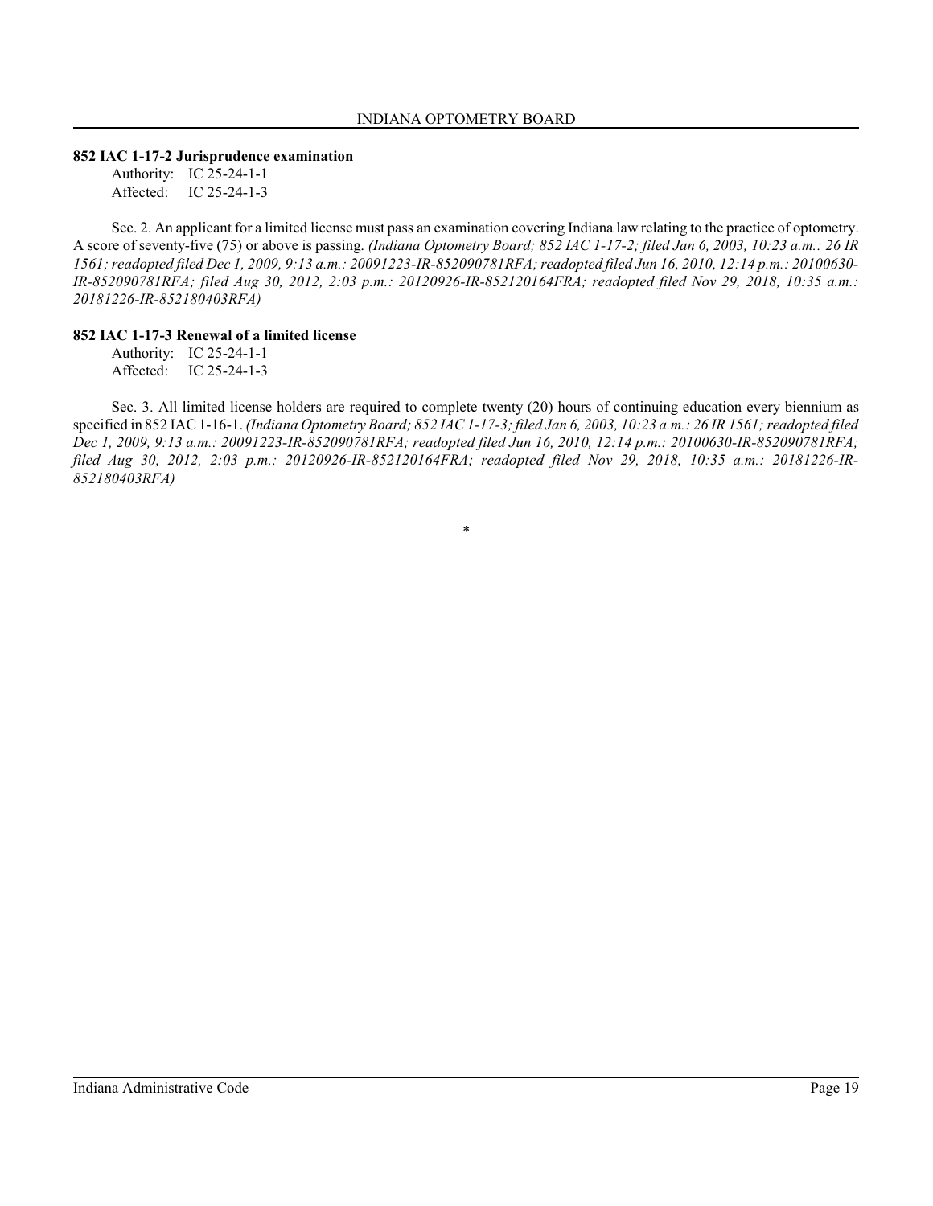### 852 IAC 1-17-2 Jurisprudence examination

Authority: IC 25-24-1-1
Affected: IC 25-24-1-3

Sec. 2. An applicant for a limited license must pass an examination covering Indiana law relating to the practice of optometry. A score of seventy-five (75) or above is passing. *(Indiana Optometry Board; 852 IAC 1-17-2; filed Jan 6, 2003, 10:23 a.m.: 26 IR 1561; readopted filed Dec 1, 2009, 9:13 a.m.: 20091223-IR-852090781RFA; readopted filed Jun 16, 2010, 12:14 p.m.: 20100630-IR-852090781RFA; filed Aug 30, 2012, 2:03 p.m.: 20120926-IR-852120164FRA; readopted filed Nov 29, 2018, 10:35 a.m.: 20181226-IR-852180403RFA)*

### 852 IAC 1-17-3 Renewal of a limited license

Authority: IC 25-24-1-1
Affected: IC 25-24-1-3

Sec. 3. All limited license holders are required to complete twenty (20) hours of continuing education every biennium as specified in 852 IAC 1-16-1. *(Indiana Optometry Board; 852 IAC 1-17-3; filed Jan 6, 2003, 10:23 a.m.: 26 IR 1561; readopted filed Dec 1, 2009, 9:13 a.m.: 20091223-IR-852090781RFA; readopted filed Jun 16, 2010, 12:14 p.m.: 20100630-IR-852090781RFA; filed Aug 30, 2012, 2:03 p.m.: 20120926-IR-852120164FRA; readopted filed Nov 29, 2018, 10:35 a.m.: 20181226-IR-852180403RFA)*

*